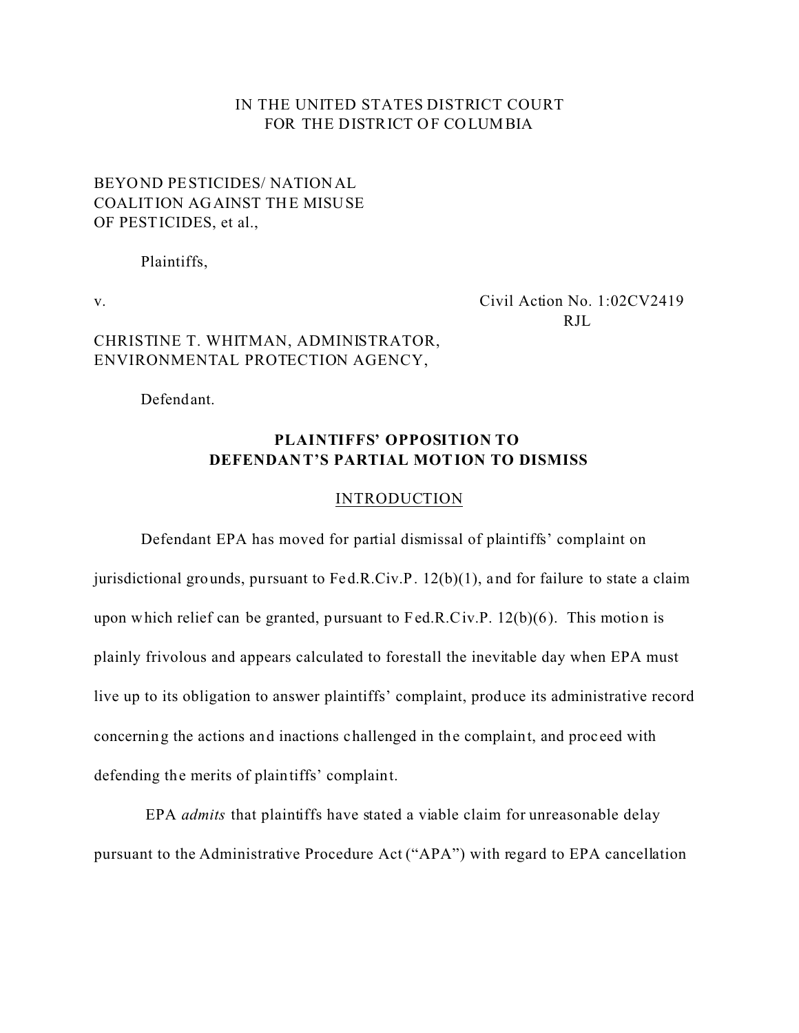IN THE UNITED STATES DISTRICT COURT
FOR THE DISTRICT OF COLUMBIA

BEYOND PESTICIDES/ NATIONAL
COALITION AGAINST THE MISUSE
OF PESTICIDES, et al.,

Plaintiffs,

v. Civil Action No. 1:02CV2419
RJL

CHRISTINE T. WHITMAN, ADMINISTRATOR,
ENVIRONMENTAL PROTECTION AGENCY,

Defendant.

**PLAINTIFFS' OPPOSITION TO**
**DEFENDANT'S PARTIAL MOTION TO DISMISS**

INTRODUCTION

Defendant EPA has moved for partial dismissal of plaintiffs' complaint on jurisdictional grounds, pursuant to Fed.R.Civ.P. 12(b)(1), and for failure to state a claim upon which relief can be granted, pursuant to Fed.R.Civ.P. 12(b)(6). This motion is plainly frivolous and appears calculated to forestall the inevitable day when EPA must live up to its obligation to answer plaintiffs' complaint, produce its administrative record concerning the actions and inactions challenged in the complaint, and proceed with defending the merits of plaintiffs' complaint.

EPA *admits* that plaintiffs have stated a viable claim for unreasonable delay pursuant to the Administrative Procedure Act ("APA") with regard to EPA cancellation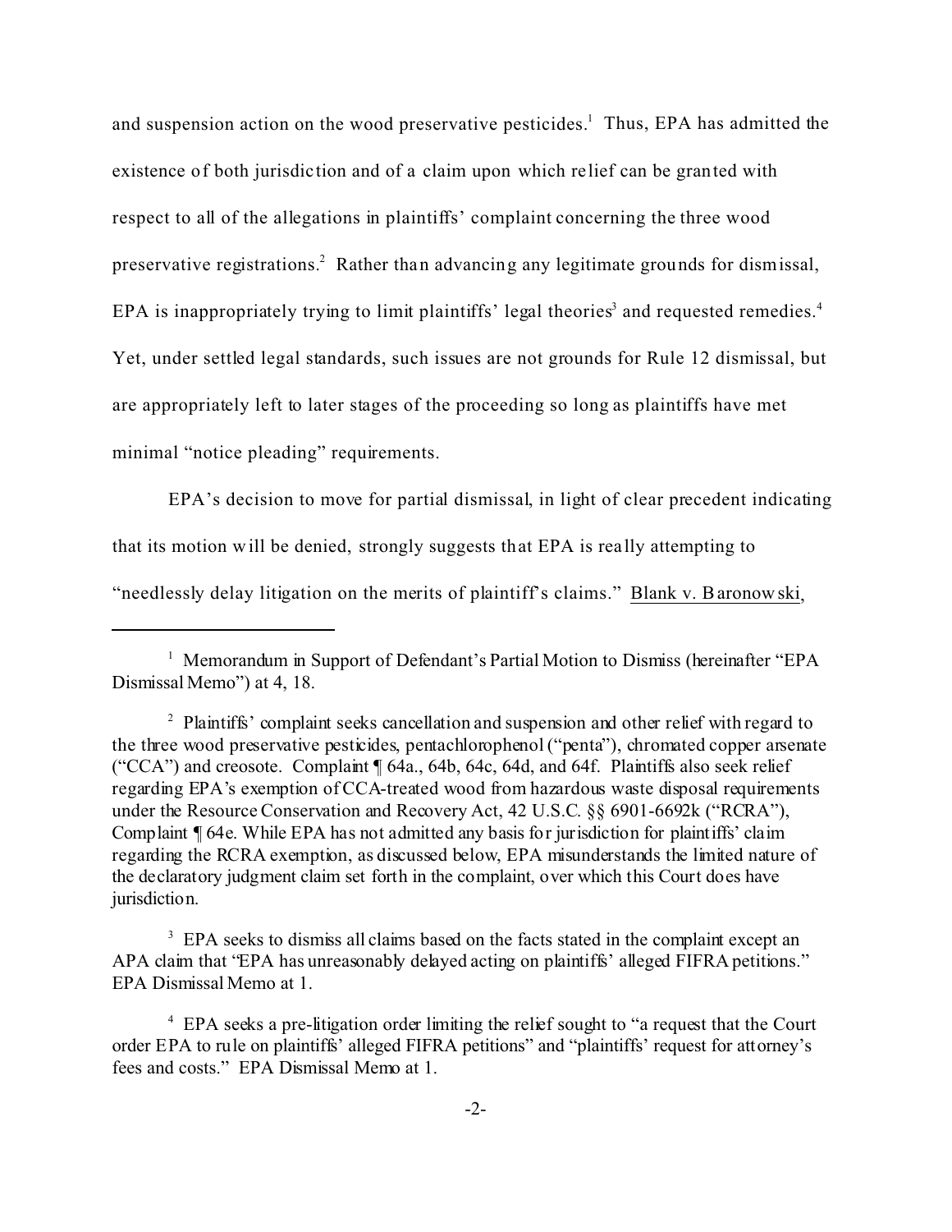and suspension action on the wood preservative pesticides.[1] Thus, EPA has admitted the existence of both jurisdiction and of a claim upon which relief can be granted with respect to all of the allegations in plaintiffs' complaint concerning the three wood preservative registrations.[2] Rather than advancing any legitimate grounds for dismissal, EPA is inappropriately trying to limit plaintiffs' legal theories[3] and requested remedies.[4] Yet, under settled legal standards, such issues are not grounds for Rule 12 dismissal, but are appropriately left to later stages of the proceeding so long as plaintiffs have met minimal "notice pleading" requirements.

EPA's decision to move for partial dismissal, in light of clear precedent indicating that its motion will be denied, strongly suggests that EPA is really attempting to "needlessly delay litigation on the merits of plaintiff's claims." Blank v. Baronowski,

---

[1] Memorandum in Support of Defendant's Partial Motion to Dismiss (hereinafter "EPA Dismissal Memo") at 4, 18.

[2] Plaintiffs' complaint seeks cancellation and suspension and other relief with regard to the three wood preservative pesticides, pentachlorophenol ("penta"), chromated copper arsenate ("CCA") and creosote. Complaint ¶ 64a., 64b, 64c, 64d, and 64f. Plaintiffs also seek relief regarding EPA's exemption of CCA-treated wood from hazardous waste disposal requirements under the Resource Conservation and Recovery Act, 42 U.S.C. §§ 6901-6692k ("RCRA"), Complaint ¶ 64e. While EPA has not admitted any basis for jurisdiction for plaintiffs' claim regarding the RCRA exemption, as discussed below, EPA misunderstands the limited nature of the declaratory judgment claim set forth in the complaint, over which this Court does have jurisdiction.

[3] EPA seeks to dismiss all claims based on the facts stated in the complaint except an APA claim that "EPA has unreasonably delayed acting on plaintiffs' alleged FIFRA petitions." EPA Dismissal Memo at 1.

[4] EPA seeks a pre-litigation order limiting the relief sought to "a request that the Court order EPA to rule on plaintiffs' alleged FIFRA petitions" and "plaintiffs' request for attorney's fees and costs." EPA Dismissal Memo at 1.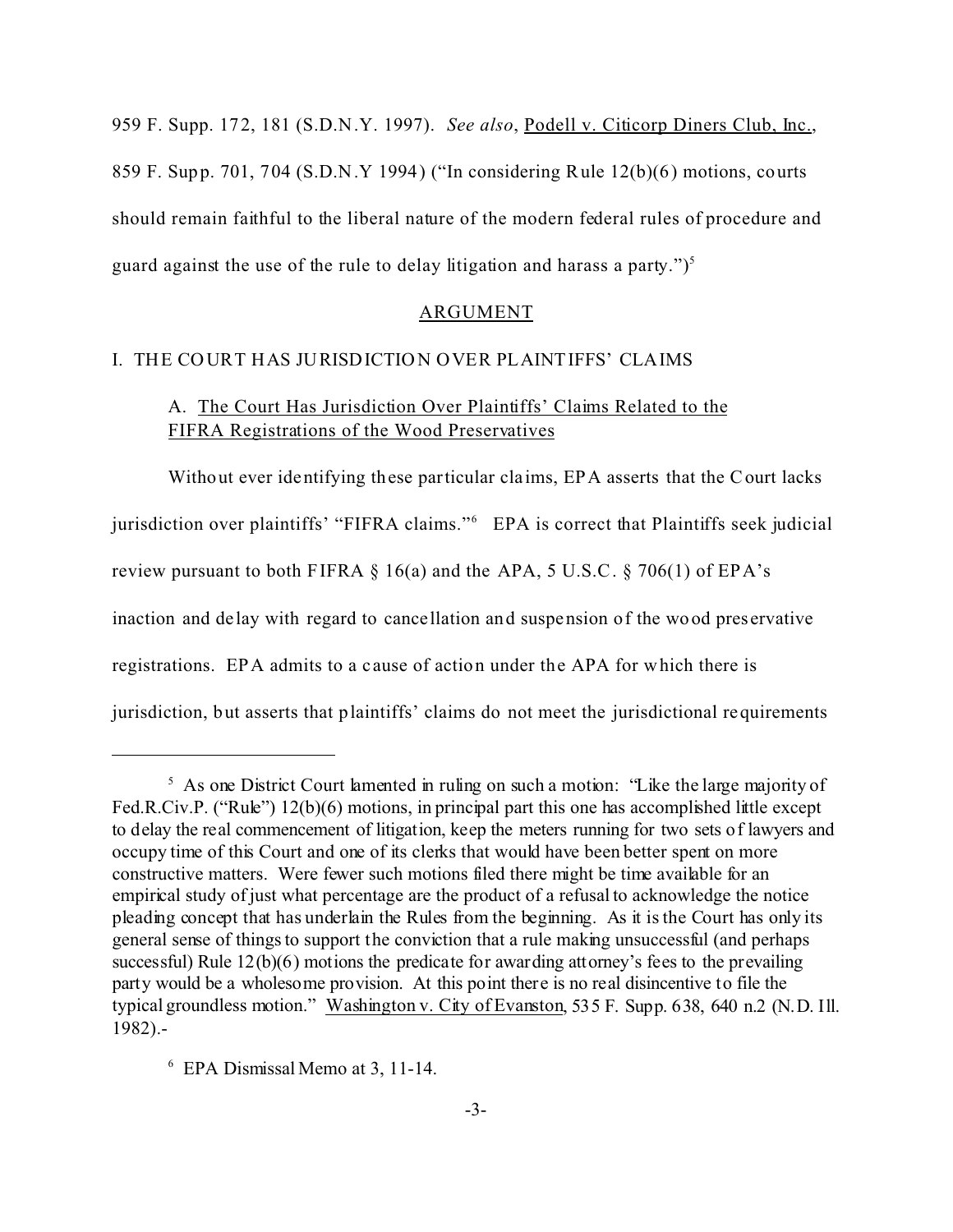959 F. Supp. 172, 181 (S.D.N.Y. 1997). *See also*, Podell v. Citicorp Diners Club, Inc., 859 F. Supp. 701, 704 (S.D.N.Y 1994) ("In considering Rule 12(b)(6) motions, courts should remain faithful to the liberal nature of the modern federal rules of procedure and guard against the use of the rule to delay litigation and harass a party.")[5]

## ARGUMENT

### I. THE COURT HAS JURISDICTION OVER PLAINTIFFS' CLAIMS

#### A. The Court Has Jurisdiction Over Plaintiffs' Claims Related to the FIFRA Registrations of the Wood Preservatives

Without ever identifying these particular claims, EPA asserts that the Court lacks jurisdiction over plaintiffs' "FIFRA claims."[6] EPA is correct that Plaintiffs seek judicial review pursuant to both FIFRA § 16(a) and the APA, 5 U.S.C. § 706(1) of EPA's inaction and delay with regard to cancellation and suspension of the wood preservative registrations. EPA admits to a cause of action under the APA for which there is jurisdiction, but asserts that plaintiffs' claims do not meet the jurisdictional requirements

---

[5] As one District Court lamented in ruling on such a motion: "Like the large majority of Fed.R.Civ.P. ("Rule") 12(b)(6) motions, in principal part this one has accomplished little except to delay the real commencement of litigation, keep the meters running for two sets of lawyers and occupy time of this Court and one of its clerks that would have been better spent on more constructive matters. Were fewer such motions filed there might be time available for an empirical study of just what percentage are the product of a refusal to acknowledge the notice pleading concept that has underlain the Rules from the beginning. As it is the Court has only its general sense of things to support the conviction that a rule making unsuccessful (and perhaps successful) Rule 12(b)(6) motions the predicate for awarding attorney's fees to the prevailing party would be a wholesome provision. At this point there is no real disincentive to file the typical groundless motion." Washington v. City of Evanston, 535 F. Supp. 638, 640 n.2 (N.D. Ill. 1982).-

[6] EPA Dismissal Memo at 3, 11-14.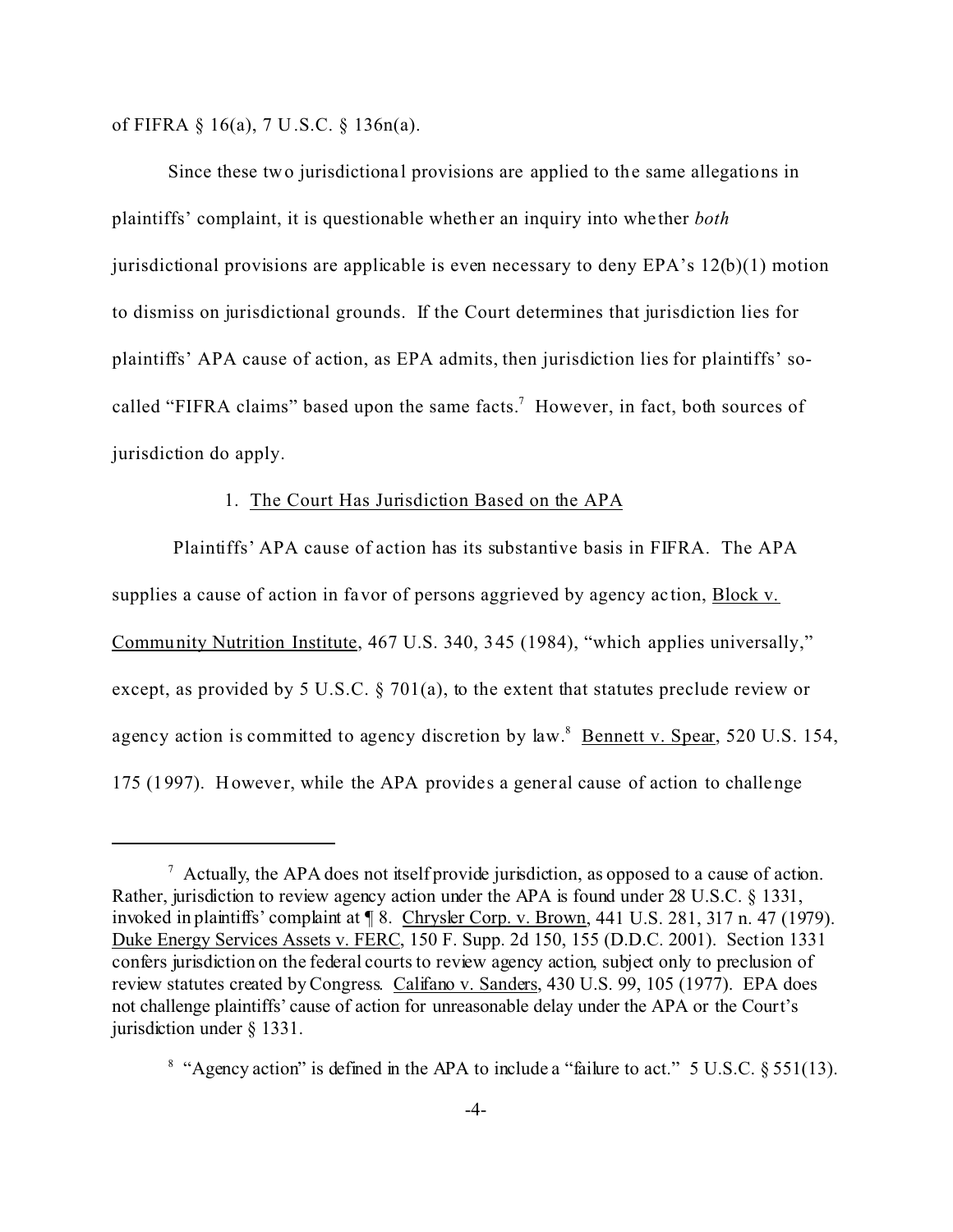of FIFRA § 16(a), 7 U.S.C. § 136n(a).

Since these two jurisdictional provisions are applied to the same allegations in plaintiffs' complaint, it is questionable whether an inquiry into whether *both* jurisdictional provisions are applicable is even necessary to deny EPA's 12(b)(1) motion to dismiss on jurisdictional grounds. If the Court determines that jurisdiction lies for plaintiffs' APA cause of action, as EPA admits, then jurisdiction lies for plaintiffs' so-called "FIFRA claims" based upon the same facts.[7] However, in fact, both sources of jurisdiction do apply.

1. The Court Has Jurisdiction Based on the APA

Plaintiffs' APA cause of action has its substantive basis in FIFRA. The APA supplies a cause of action in favor of persons aggrieved by agency action, Block v. Community Nutrition Institute, 467 U.S. 340, 345 (1984), "which applies universally," except, as provided by 5 U.S.C. § 701(a), to the extent that statutes preclude review or agency action is committed to agency discretion by law.[8] Bennett v. Spear, 520 U.S. 154, 175 (1997). However, while the APA provides a general cause of action to challenge

---

[7] Actually, the APA does not itself provide jurisdiction, as opposed to a cause of action. Rather, jurisdiction to review agency action under the APA is found under 28 U.S.C. § 1331, invoked in plaintiffs' complaint at ¶ 8. Chrysler Corp. v. Brown, 441 U.S. 281, 317 n. 47 (1979). Duke Energy Services Assets v. FERC, 150 F. Supp. 2d 150, 155 (D.D.C. 2001). Section 1331 confers jurisdiction on the federal courts to review agency action, subject only to preclusion of review statutes created by Congress. Califano v. Sanders, 430 U.S. 99, 105 (1977). EPA does not challenge plaintiffs' cause of action for unreasonable delay under the APA or the Court's jurisdiction under § 1331.

[8] "Agency action" is defined in the APA to include a "failure to act." 5 U.S.C. § 551(13).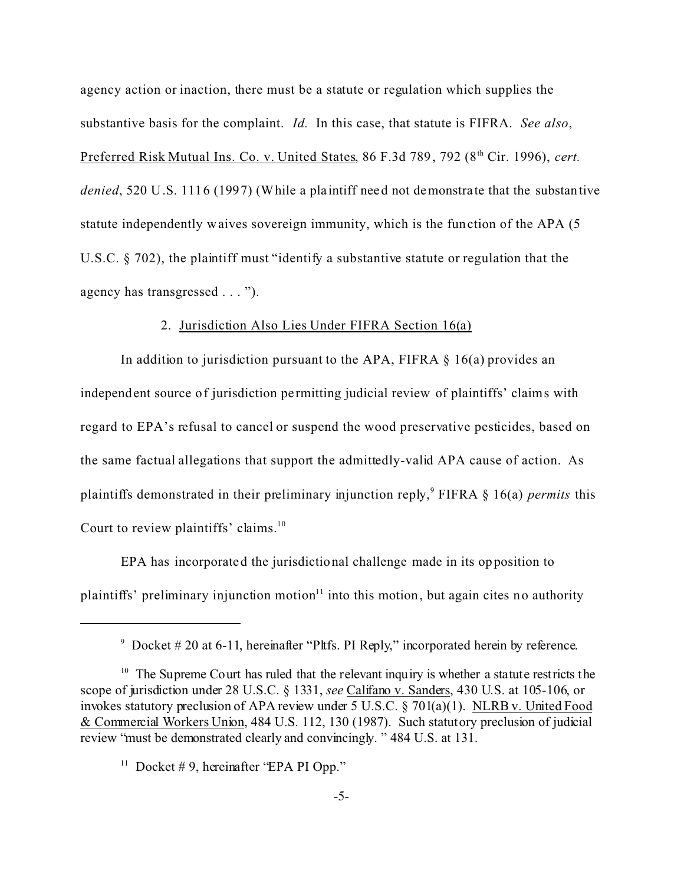agency action or inaction, there must be a statute or regulation which supplies the substantive basis for the complaint. *Id.* In this case, that statute is FIFRA. *See also*, Preferred Risk Mutual Ins. Co. v. United States, 86 F.3d 789, 792 (8th Cir. 1996), *cert. denied*, 520 U.S. 1116 (1997) (While a plaintiff need not demonstrate that the substantive statute independently waives sovereign immunity, which is the function of the APA (5 U.S.C. § 702), the plaintiff must "identify a substantive statute or regulation that the agency has transgressed . . . ").

2. Jurisdiction Also Lies Under FIFRA Section 16(a)

In addition to jurisdiction pursuant to the APA, FIFRA § 16(a) provides an independent source of jurisdiction permitting judicial review of plaintiffs' claims with regard to EPA's refusal to cancel or suspend the wood preservative pesticides, based on the same factual allegations that support the admittedly-valid APA cause of action. As plaintiffs demonstrated in their preliminary injunction reply,[9] FIFRA § 16(a) *permits* this Court to review plaintiffs' claims.[10]

EPA has incorporated the jurisdictional challenge made in its opposition to plaintiffs' preliminary injunction motion[11] into this motion, but again cites no authority

---

[9] Docket # 20 at 6-11, hereinafter "Pltfs. PI Reply," incorporated herein by reference.

[10] The Supreme Court has ruled that the relevant inquiry is whether a statute restricts the scope of jurisdiction under 28 U.S.C. § 1331, *see* Califano v. Sanders, 430 U.S. at 105-106, or invokes statutory preclusion of APA review under 5 U.S.C. § 701(a)(1). NLRB v. United Food & Commercial Workers Union, 484 U.S. 112, 130 (1987). Such statutory preclusion of judicial review "must be demonstrated clearly and convincingly. " 484 U.S. at 131.

[11] Docket # 9, hereinafter "EPA PI Opp."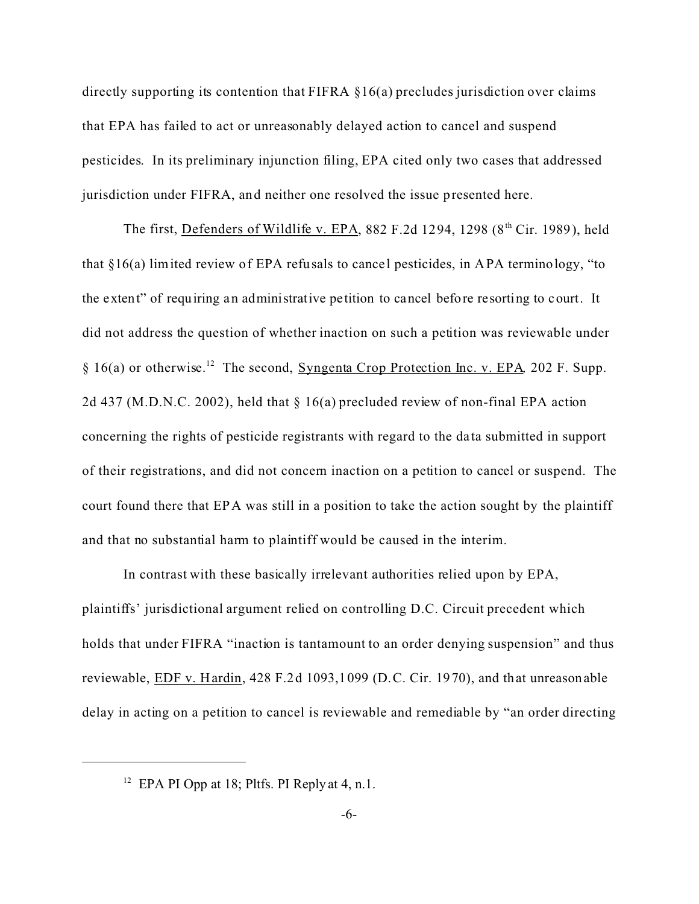directly supporting its contention that FIFRA §16(a) precludes jurisdiction over claims that EPA has failed to act or unreasonably delayed action to cancel and suspend pesticides. In its preliminary injunction filing, EPA cited only two cases that addressed jurisdiction under FIFRA, and neither one resolved the issue presented here.

The first, Defenders of Wildlife v. EPA, 882 F.2d 1294, 1298 (8th Cir. 1989), held that §16(a) limited review of EPA refusals to cancel pesticides, in APA terminology, "to the extent" of requiring an administrative petition to cancel before resorting to court. It did not address the question of whether inaction on such a petition was reviewable under § 16(a) or otherwise.[12] The second, Syngenta Crop Protection Inc. v. EPA, 202 F. Supp. 2d 437 (M.D.N.C. 2002), held that § 16(a) precluded review of non-final EPA action concerning the rights of pesticide registrants with regard to the data submitted in support of their registrations, and did not concern inaction on a petition to cancel or suspend. The court found there that EPA was still in a position to take the action sought by the plaintiff and that no substantial harm to plaintiff would be caused in the interim.

In contrast with these basically irrelevant authorities relied upon by EPA, plaintiffs' jurisdictional argument relied on controlling D.C. Circuit precedent which holds that under FIFRA "inaction is tantamount to an order denying suspension" and thus reviewable, EDF v. Hardin, 428 F.2d 1093,1099 (D.C. Cir. 1970), and that unreasonable delay in acting on a petition to cancel is reviewable and remediable by "an order directing

---

[12] EPA PI Opp at 18; Pltfs. PI Reply at 4, n.1.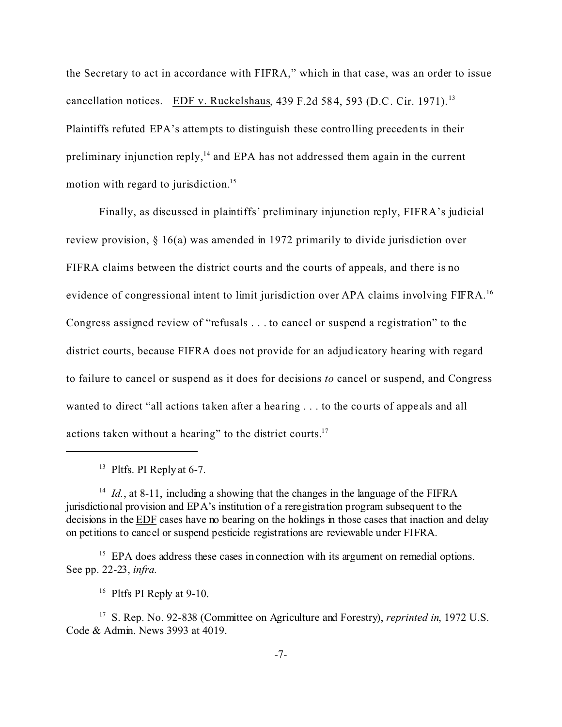the Secretary to act in accordance with FIFRA," which in that case, was an order to issue cancellation notices. EDF v. Ruckelshaus, 439 F.2d 584, 593 (D.C. Cir. 1971).[13] Plaintiffs refuted EPA's attempts to distinguish these controlling precedents in their preliminary injunction reply,[14] and EPA has not addressed them again in the current motion with regard to jurisdiction.[15]

Finally, as discussed in plaintiffs' preliminary injunction reply, FIFRA's judicial review provision, § 16(a) was amended in 1972 primarily to divide jurisdiction over FIFRA claims between the district courts and the courts of appeals, and there is no evidence of congressional intent to limit jurisdiction over APA claims involving FIFRA.[16] Congress assigned review of "refusals . . . to cancel or suspend a registration" to the district courts, because FIFRA does not provide for an adjudicatory hearing with regard to failure to cancel or suspend as it does for decisions *to* cancel or suspend, and Congress wanted to direct "all actions taken after a hearing . . . to the courts of appeals and all actions taken without a hearing" to the district courts.[17]

---

[13] Pltfs. PI Reply at 6-7.

[14] *Id.*, at 8-11, including a showing that the changes in the language of the FIFRA jurisdictional provision and EPA's institution of a reregistration program subsequent to the decisions in the EDF cases have no bearing on the holdings in those cases that inaction and delay on petitions to cancel or suspend pesticide registrations are reviewable under FIFRA.

[15] EPA does address these cases in connection with its argument on remedial options. See pp. 22-23, *infra.*

[16] Pltfs PI Reply at 9-10.

[17] S. Rep. No. 92-838 (Committee on Agriculture and Forestry), *reprinted in*, 1972 U.S. Code & Admin. News 3993 at 4019.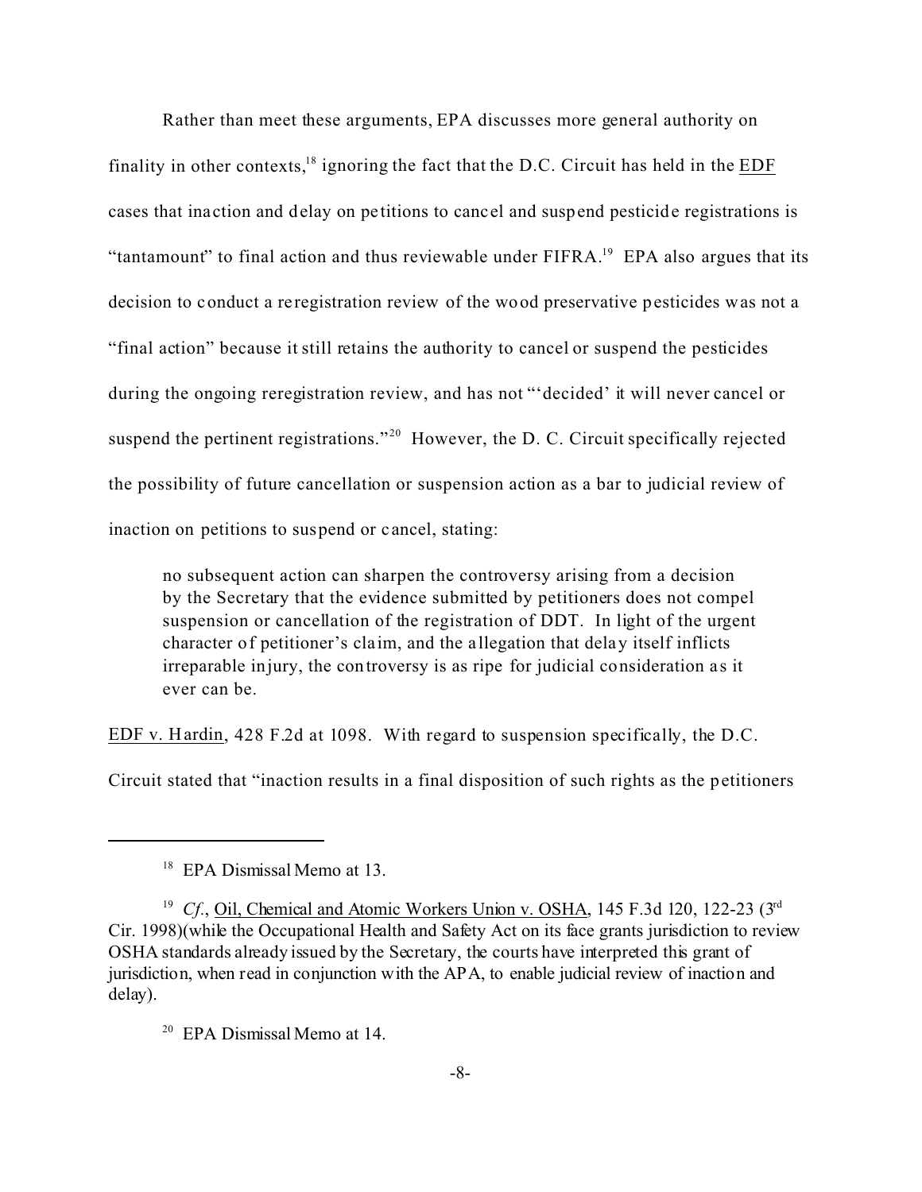Rather than meet these arguments, EPA discusses more general authority on finality in other contexts,[18] ignoring the fact that the D.C. Circuit has held in the EDF cases that inaction and delay on petitions to cancel and suspend pesticide registrations is "tantamount" to final action and thus reviewable under FIFRA.[19] EPA also argues that its decision to conduct a reregistration review of the wood preservative pesticides was not a "final action" because it still retains the authority to cancel or suspend the pesticides during the ongoing reregistration review, and has not "'decided' it will never cancel or suspend the pertinent registrations."[20] However, the D. C. Circuit specifically rejected the possibility of future cancellation or suspension action as a bar to judicial review of inaction on petitions to suspend or cancel, stating:

> no subsequent action can sharpen the controversy arising from a decision by the Secretary that the evidence submitted by petitioners does not compel suspension or cancellation of the registration of DDT. In light of the urgent character of petitioner's claim, and the allegation that delay itself inflicts irreparable injury, the controversy is as ripe for judicial consideration as it ever can be.

EDF v. Hardin, 428 F.2d at 1098. With regard to suspension specifically, the D.C. Circuit stated that "inaction results in a final disposition of such rights as the petitioners

---

[18] EPA Dismissal Memo at 13.

[19] *Cf.*, Oil, Chemical and Atomic Workers Union v. OSHA, 145 F.3d 120, 122-23 (3rd Cir. 1998)(while the Occupational Health and Safety Act on its face grants jurisdiction to review OSHA standards already issued by the Secretary, the courts have interpreted this grant of jurisdiction, when read in conjunction with the APA, to enable judicial review of inaction and delay).

[20] EPA Dismissal Memo at 14.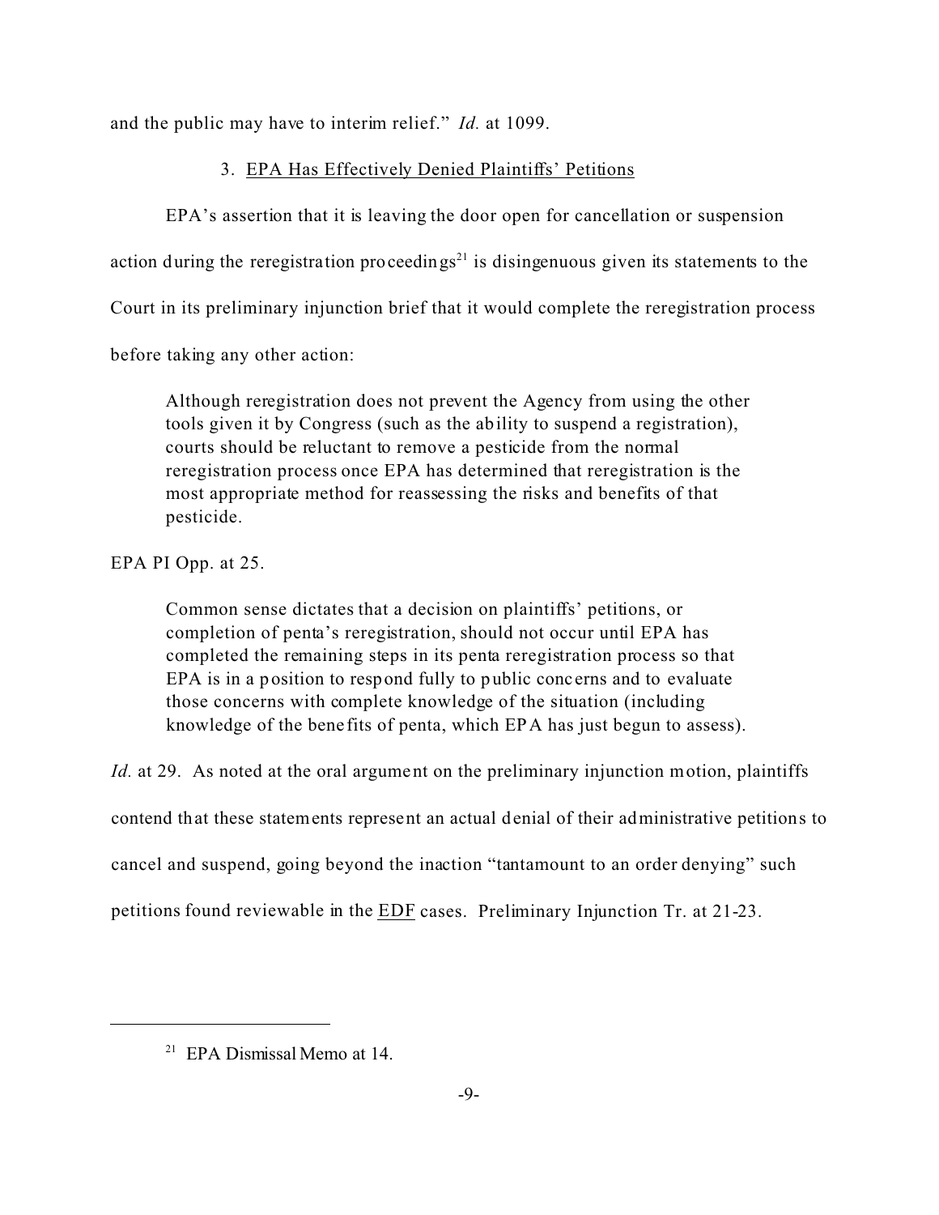and the public may have to interim relief." *Id.* at 1099.

### 3. EPA Has Effectively Denied Plaintiffs' Petitions

EPA's assertion that it is leaving the door open for cancellation or suspension action during the reregistration proceedings[21] is disingenuous given its statements to the Court in its preliminary injunction brief that it would complete the reregistration process before taking any other action:

> Although reregistration does not prevent the Agency from using the other tools given it by Congress (such as the ability to suspend a registration), courts should be reluctant to remove a pesticide from the normal reregistration process once EPA has determined that reregistration is the most appropriate method for reassessing the risks and benefits of that pesticide.

EPA PI Opp. at 25.

> Common sense dictates that a decision on plaintiffs' petitions, or completion of penta's reregistration, should not occur until EPA has completed the remaining steps in its penta reregistration process so that EPA is in a position to respond fully to public concerns and to evaluate those concerns with complete knowledge of the situation (including knowledge of the benefits of penta, which EPA has just begun to assess).

*Id.* at 29. As noted at the oral argument on the preliminary injunction motion, plaintiffs contend that these statements represent an actual denial of their administrative petitions to cancel and suspend, going beyond the inaction "tantamount to an order denying" such petitions found reviewable in the EDF cases. Preliminary Injunction Tr. at 21-23.

---

[21] EPA Dismissal Memo at 14.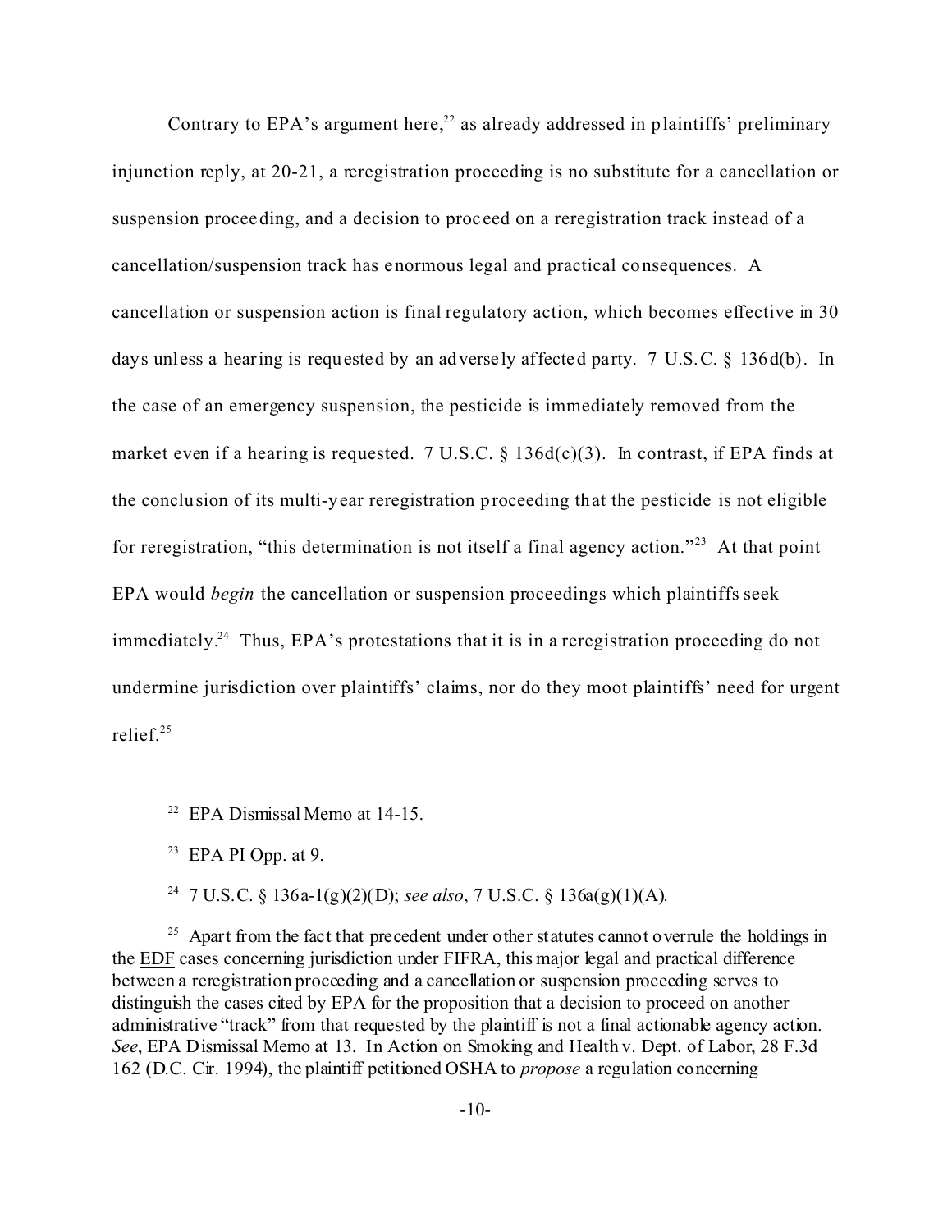Contrary to EPA's argument here,[22] as already addressed in plaintiffs' preliminary injunction reply, at 20-21, a reregistration proceeding is no substitute for a cancellation or suspension proceeding, and a decision to proceed on a reregistration track instead of a cancellation/suspension track has enormous legal and practical consequences. A cancellation or suspension action is final regulatory action, which becomes effective in 30 days unless a hearing is requested by an adversely affected party. 7 U.S.C. § 136d(b). In the case of an emergency suspension, the pesticide is immediately removed from the market even if a hearing is requested. 7 U.S.C. § 136d(c)(3). In contrast, if EPA finds at the conclusion of its multi-year reregistration proceeding that the pesticide is not eligible for reregistration, "this determination is not itself a final agency action."[23] At that point EPA would *begin* the cancellation or suspension proceedings which plaintiffs seek immediately.[24] Thus, EPA's protestations that it is in a reregistration proceeding do not undermine jurisdiction over plaintiffs' claims, nor do they moot plaintiffs' need for urgent relief.[25]

---

[22] EPA Dismissal Memo at 14-15.

[23] EPA PI Opp. at 9.

[24] 7 U.S.C. § 136a-1(g)(2)(D); *see also*, 7 U.S.C. § 136a(g)(1)(A).

[25] Apart from the fact that precedent under other statutes cannot overrule the holdings in the EDF cases concerning jurisdiction under FIFRA, this major legal and practical difference between a reregistration proceeding and a cancellation or suspension proceeding serves to distinguish the cases cited by EPA for the proposition that a decision to proceed on another administrative "track" from that requested by the plaintiff is not a final actionable agency action. *See*, EPA Dismissal Memo at 13. In Action on Smoking and Health v. Dept. of Labor, 28 F.3d 162 (D.C. Cir. 1994), the plaintiff petitioned OSHA to *propose* a regulation concerning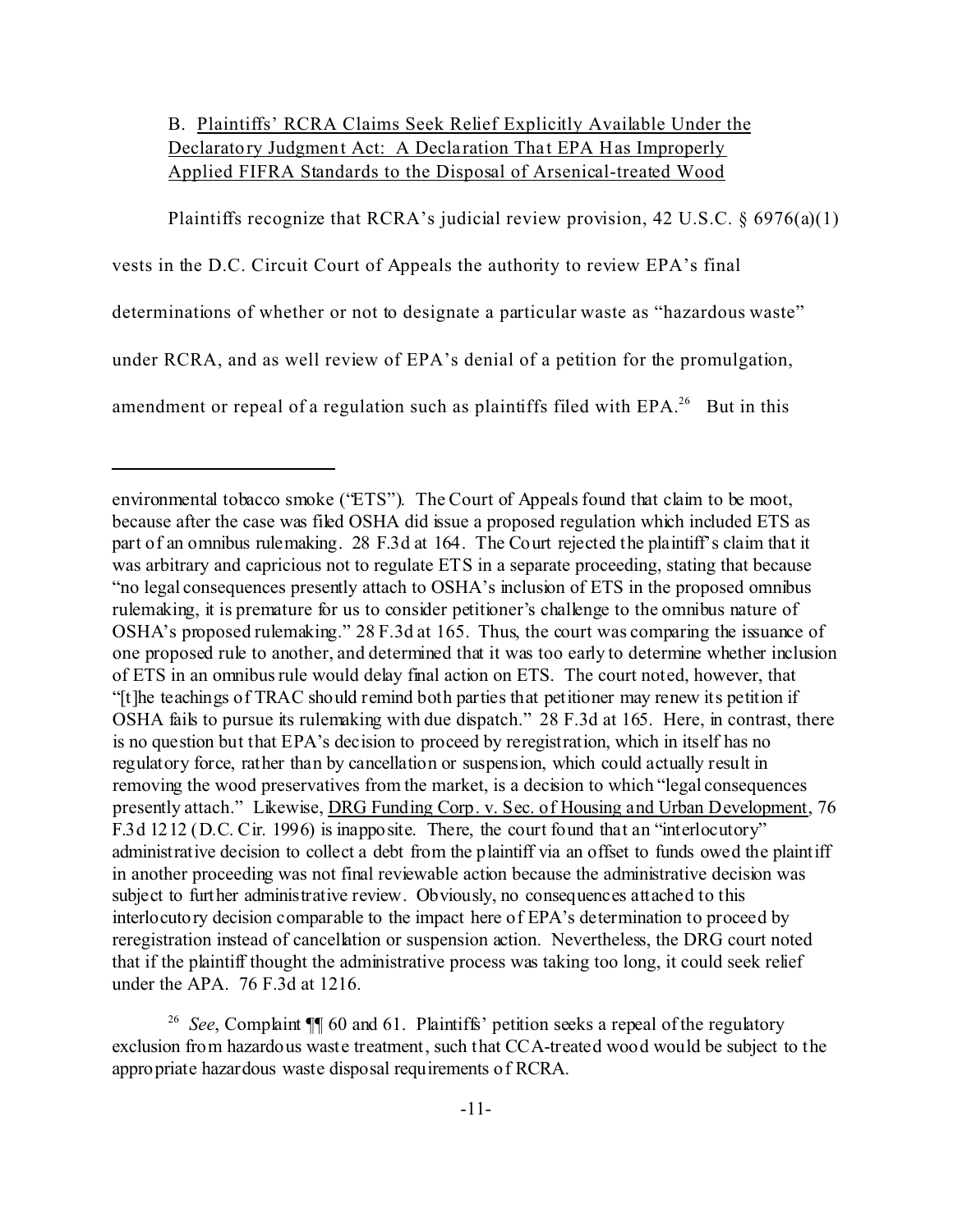B. <u>Plaintiffs' RCRA Claims Seek Relief Explicitly Available Under the Declaratory Judgment Act: A Declaration That EPA Has Improperly Applied FIFRA Standards to the Disposal of Arsenical-treated Wood</u>

Plaintiffs recognize that RCRA's judicial review provision, 42 U.S.C. § 6976(a)(1) vests in the D.C. Circuit Court of Appeals the authority to review EPA's final determinations of whether or not to designate a particular waste as "hazardous waste" under RCRA, and as well review of EPA's denial of a petition for the promulgation, amendment or repeal of a regulation such as plaintiffs filed with EPA.[26] But in this

---

environmental tobacco smoke ("ETS"). The Court of Appeals found that claim to be moot, because after the case was filed OSHA did issue a proposed regulation which included ETS as part of an omnibus rulemaking. 28 F.3d at 164. The Court rejected the plaintiff's claim that it was arbitrary and capricious not to regulate ETS in a separate proceeding, stating that because "no legal consequences presently attach to OSHA's inclusion of ETS in the proposed omnibus rulemaking, it is premature for us to consider petitioner's challenge to the omnibus nature of OSHA's proposed rulemaking." 28 F.3d at 165. Thus, the court was comparing the issuance of one proposed rule to another, and determined that it was too early to determine whether inclusion of ETS in an omnibus rule would delay final action on ETS. The court noted, however, that "[t]he teachings of TRAC should remind both parties that petitioner may renew its petition if OSHA fails to pursue its rulemaking with due dispatch." 28 F.3d at 165. Here, in contrast, there is no question but that EPA's decision to proceed by reregistration, which in itself has no regulatory force, rather than by cancellation or suspension, which could actually result in removing the wood preservatives from the market, is a decision to which "legal consequences presently attach." Likewise, <u>DRG Funding Corp. v. Sec. of Housing and Urban Development</u>, 76 F.3d 1212 (D.C. Cir. 1996) is inapposite. There, the court found that an "interlocutory" administrative decision to collect a debt from the plaintiff via an offset to funds owed the plaintiff in another proceeding was not final reviewable action because the administrative decision was subject to further administrative review. Obviously, no consequences attached to this interlocutory decision comparable to the impact here of EPA's determination to proceed by reregistration instead of cancellation or suspension action. Nevertheless, the DRG court noted that if the plaintiff thought the administrative process was taking too long, it could seek relief under the APA. 76 F.3d at 1216.

[26] *See*, Complaint ¶¶ 60 and 61. Plaintiffs' petition seeks a repeal of the regulatory exclusion from hazardous waste treatment, such that CCA-treated wood would be subject to the appropriate hazardous waste disposal requirements of RCRA.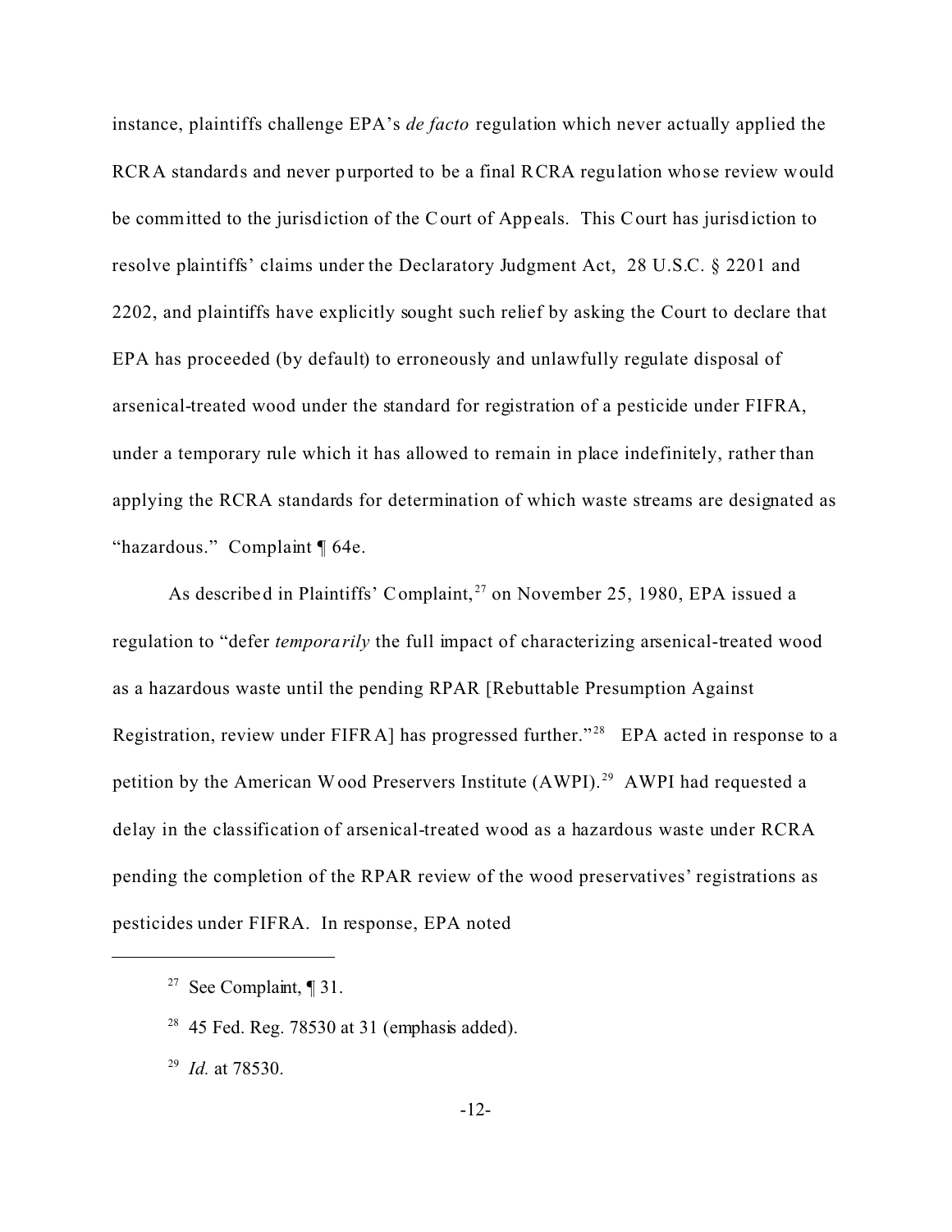instance, plaintiffs challenge EPA's *de facto* regulation which never actually applied the RCRA standards and never purported to be a final RCRA regulation whose review would be committed to the jurisdiction of the Court of Appeals. This Court has jurisdiction to resolve plaintiffs' claims under the Declaratory Judgment Act, 28 U.S.C. § 2201 and 2202, and plaintiffs have explicitly sought such relief by asking the Court to declare that EPA has proceeded (by default) to erroneously and unlawfully regulate disposal of arsenical-treated wood under the standard for registration of a pesticide under FIFRA, under a temporary rule which it has allowed to remain in place indefinitely, rather than applying the RCRA standards for determination of which waste streams are designated as "hazardous." Complaint ¶ 64e.

As described in Plaintiffs' Complaint,[27] on November 25, 1980, EPA issued a regulation to "defer *temporarily* the full impact of characterizing arsenical-treated wood as a hazardous waste until the pending RPAR [Rebuttable Presumption Against Registration, review under FIFRA] has progressed further."[28] EPA acted in response to a petition by the American Wood Preservers Institute (AWPI).[29] AWPI had requested a delay in the classification of arsenical-treated wood as a hazardous waste under RCRA pending the completion of the RPAR review of the wood preservatives' registrations as pesticides under FIFRA. In response, EPA noted

---

[27] See Complaint, ¶ 31.

[28] 45 Fed. Reg. 78530 at 31 (emphasis added).

[29] *Id.* at 78530.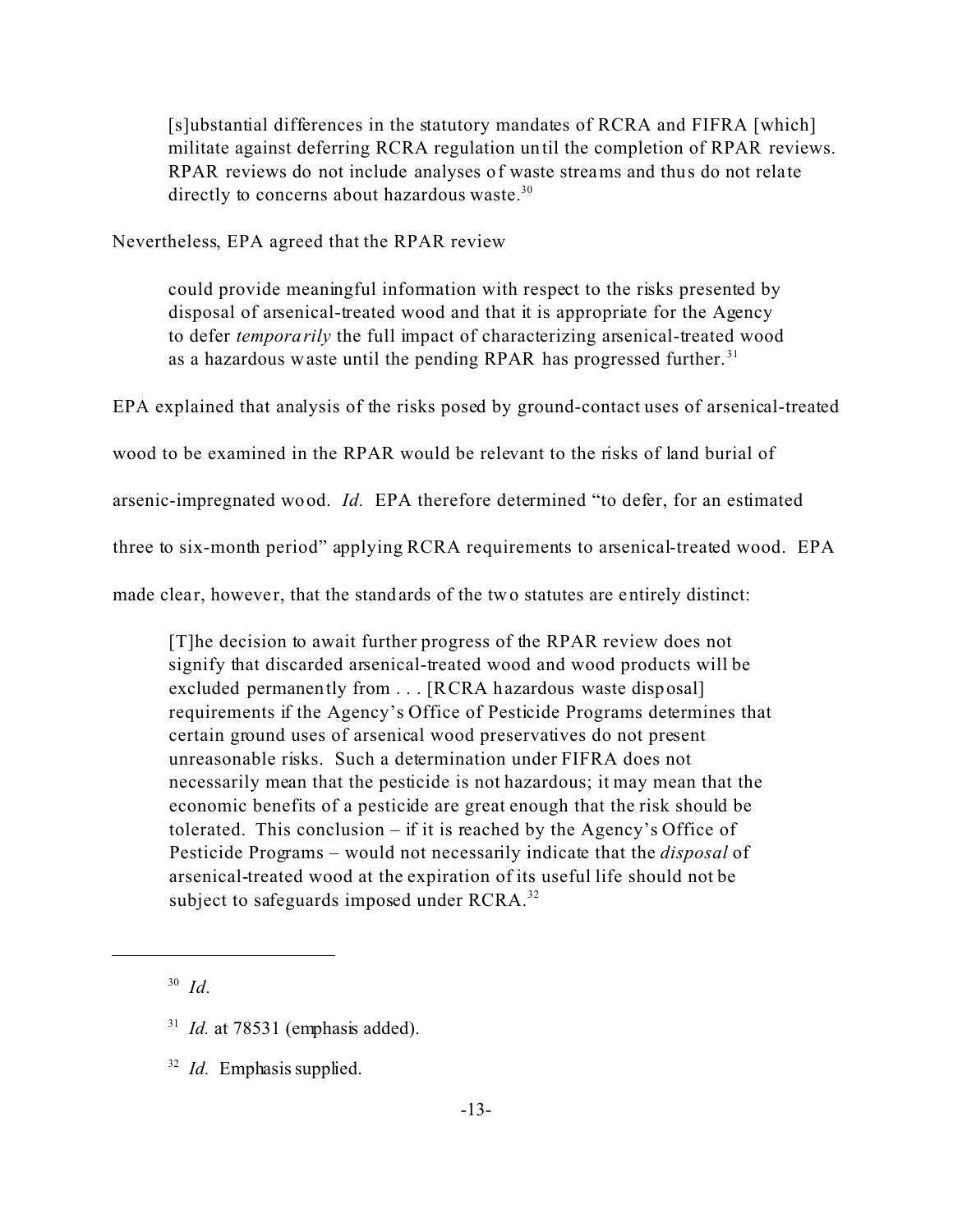> [s]ubstantial differences in the statutory mandates of RCRA and FIFRA [which] militate against deferring RCRA regulation until the completion of RPAR reviews. RPAR reviews do not include analyses of waste streams and thus do not relate directly to concerns about hazardous waste.[30]

Nevertheless, EPA agreed that the RPAR review

> could provide meaningful information with respect to the risks presented by disposal of arsenical-treated wood and that it is appropriate for the Agency to defer *temporarily* the full impact of characterizing arsenical-treated wood as a hazardous waste until the pending RPAR has progressed further.[31]

EPA explained that analysis of the risks posed by ground-contact uses of arsenical-treated wood to be examined in the RPAR would be relevant to the risks of land burial of arsenic-impregnated wood. *Id.* EPA therefore determined "to defer, for an estimated three to six-month period" applying RCRA requirements to arsenical-treated wood. EPA made clear, however, that the standards of the two statutes are entirely distinct:

> [T]he decision to await further progress of the RPAR review does not signify that discarded arsenical-treated wood and wood products will be excluded permanently from . . . [RCRA hazardous waste disposal] requirements if the Agency's Office of Pesticide Programs determines that certain ground uses of arsenical wood preservatives do not present unreasonable risks. Such a determination under FIFRA does not necessarily mean that the pesticide is not hazardous; it may mean that the economic benefits of a pesticide are great enough that the risk should be tolerated. This conclusion – if it is reached by the Agency's Office of Pesticide Programs – would not necessarily indicate that the *disposal* of arsenical-treated wood at the expiration of its useful life should not be subject to safeguards imposed under RCRA.[32]

---

[30] *Id.*

[31] *Id.* at 78531 (emphasis added).

[32] *Id.* Emphasis supplied.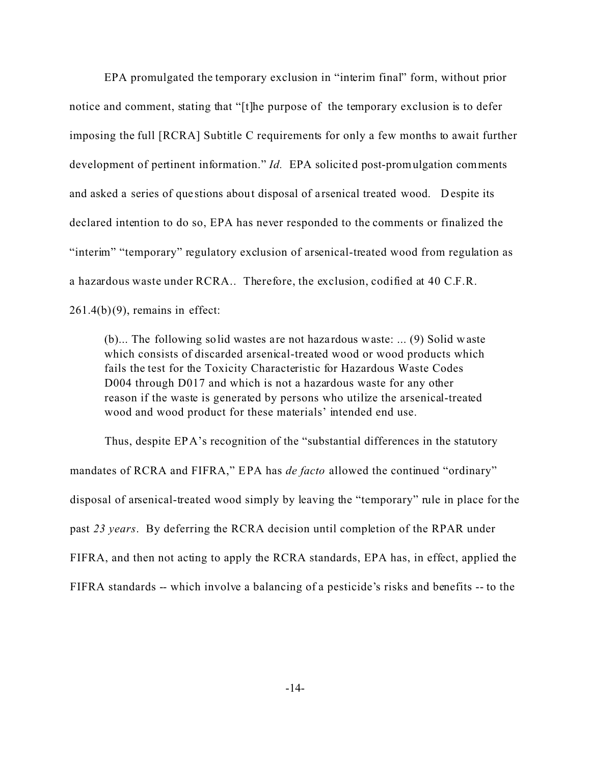EPA promulgated the temporary exclusion in "interim final" form, without prior notice and comment, stating that "[t]he purpose of the temporary exclusion is to defer imposing the full [RCRA] Subtitle C requirements for only a few months to await further development of pertinent information." *Id.* EPA solicited post-promulgation comments and asked a series of questions about disposal of arsenical treated wood. Despite its declared intention to do so, EPA has never responded to the comments or finalized the "interim" "temporary" regulatory exclusion of arsenical-treated wood from regulation as a hazardous waste under RCRA.. Therefore, the exclusion, codified at 40 C.F.R. 261.4(b)(9), remains in effect:

> (b)... The following solid wastes are not hazardous waste: ... (9) Solid waste which consists of discarded arsenical-treated wood or wood products which fails the test for the Toxicity Characteristic for Hazardous Waste Codes D004 through D017 and which is not a hazardous waste for any other reason if the waste is generated by persons who utilize the arsenical-treated wood and wood product for these materials' intended end use.

Thus, despite EPA's recognition of the "substantial differences in the statutory mandates of RCRA and FIFRA," EPA has *de facto* allowed the continued "ordinary" disposal of arsenical-treated wood simply by leaving the "temporary" rule in place for the past *23 years*. By deferring the RCRA decision until completion of the RPAR under FIFRA, and then not acting to apply the RCRA standards, EPA has, in effect, applied the FIFRA standards -- which involve a balancing of a pesticide's risks and benefits -- to the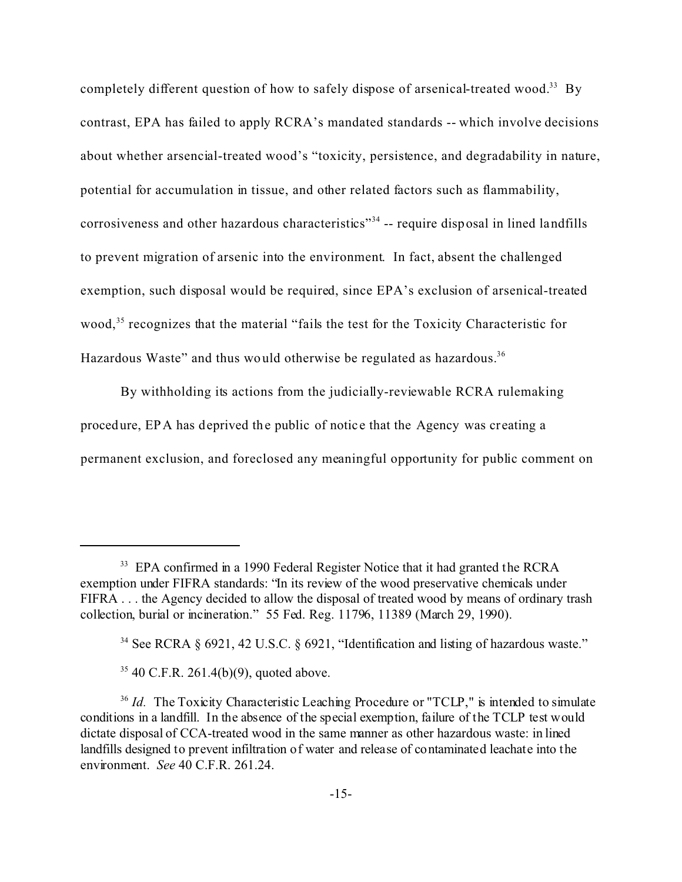completely different question of how to safely dispose of arsenical-treated wood.[33] By contrast, EPA has failed to apply RCRA's mandated standards -- which involve decisions about whether arsencial-treated wood's "toxicity, persistence, and degradability in nature, potential for accumulation in tissue, and other related factors such as flammability, corrosiveness and other hazardous characteristics"[34] -- require disposal in lined landfills to prevent migration of arsenic into the environment. In fact, absent the challenged exemption, such disposal would be required, since EPA's exclusion of arsenical-treated wood,[35] recognizes that the material "fails the test for the Toxicity Characteristic for Hazardous Waste" and thus would otherwise be regulated as hazardous.[36]

By withholding its actions from the judicially-reviewable RCRA rulemaking procedure, EPA has deprived the public of notice that the Agency was creating a permanent exclusion, and foreclosed any meaningful opportunity for public comment on

---

[33] EPA confirmed in a 1990 Federal Register Notice that it had granted the RCRA exemption under FIFRA standards: "In its review of the wood preservative chemicals under FIFRA . . . the Agency decided to allow the disposal of treated wood by means of ordinary trash collection, burial or incineration." 55 Fed. Reg. 11796, 11389 (March 29, 1990).

[34] See RCRA § 6921, 42 U.S.C. § 6921, "Identification and listing of hazardous waste."

[35] 40 C.F.R. 261.4(b)(9), quoted above.

[36] *Id.* The Toxicity Characteristic Leaching Procedure or "TCLP," is intended to simulate conditions in a landfill. In the absence of the special exemption, failure of the TCLP test would dictate disposal of CCA-treated wood in the same manner as other hazardous waste: in lined landfills designed to prevent infiltration of water and release of contaminated leachate into the environment. *See* 40 C.F.R. 261.24.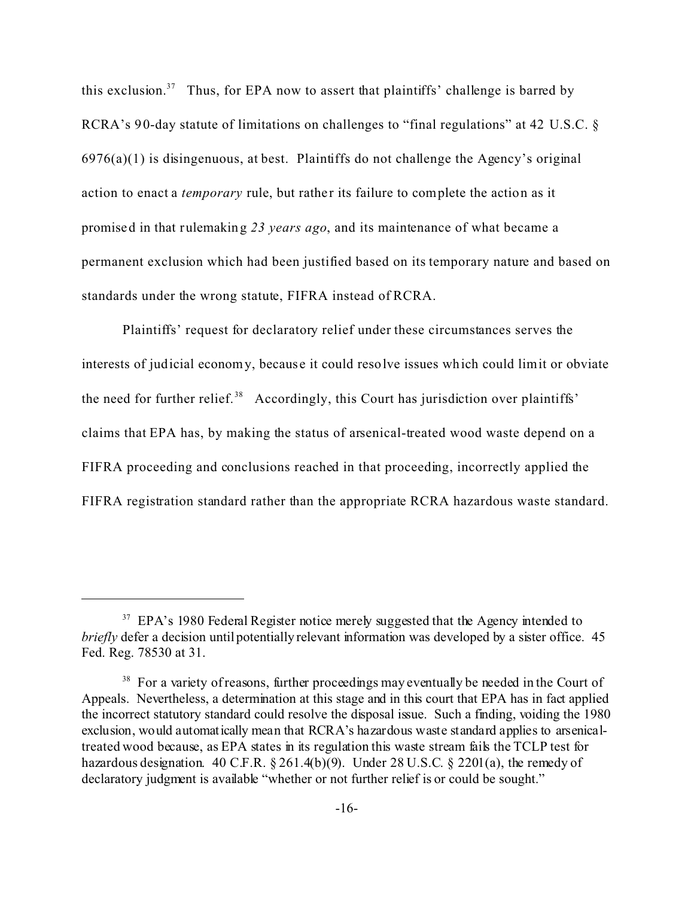this exclusion.[37] Thus, for EPA now to assert that plaintiffs' challenge is barred by RCRA's 90-day statute of limitations on challenges to "final regulations" at 42 U.S.C. § 6976(a)(1) is disingenuous, at best. Plaintiffs do not challenge the Agency's original action to enact a *temporary* rule, but rather its failure to complete the action as it promised in that rulemaking *23 years ago*, and its maintenance of what became a permanent exclusion which had been justified based on its temporary nature and based on standards under the wrong statute, FIFRA instead of RCRA.

Plaintiffs' request for declaratory relief under these circumstances serves the interests of judicial economy, because it could resolve issues which could limit or obviate the need for further relief.[38] Accordingly, this Court has jurisdiction over plaintiffs' claims that EPA has, by making the status of arsenical-treated wood waste depend on a FIFRA proceeding and conclusions reached in that proceeding, incorrectly applied the FIFRA registration standard rather than the appropriate RCRA hazardous waste standard.

---

[37] EPA's 1980 Federal Register notice merely suggested that the Agency intended to *briefly* defer a decision until potentially relevant information was developed by a sister office. 45 Fed. Reg. 78530 at 31.

[38] For a variety of reasons, further proceedings may eventually be needed in the Court of Appeals. Nevertheless, a determination at this stage and in this court that EPA has in fact applied the incorrect statutory standard could resolve the disposal issue. Such a finding, voiding the 1980 exclusion, would automatically mean that RCRA's hazardous waste standard applies to arsenical-treated wood because, as EPA states in its regulation this waste stream fails the TCLP test for hazardous designation. 40 C.F.R. § 261.4(b)(9). Under 28 U.S.C. § 2201(a), the remedy of declaratory judgment is available "whether or not further relief is or could be sought."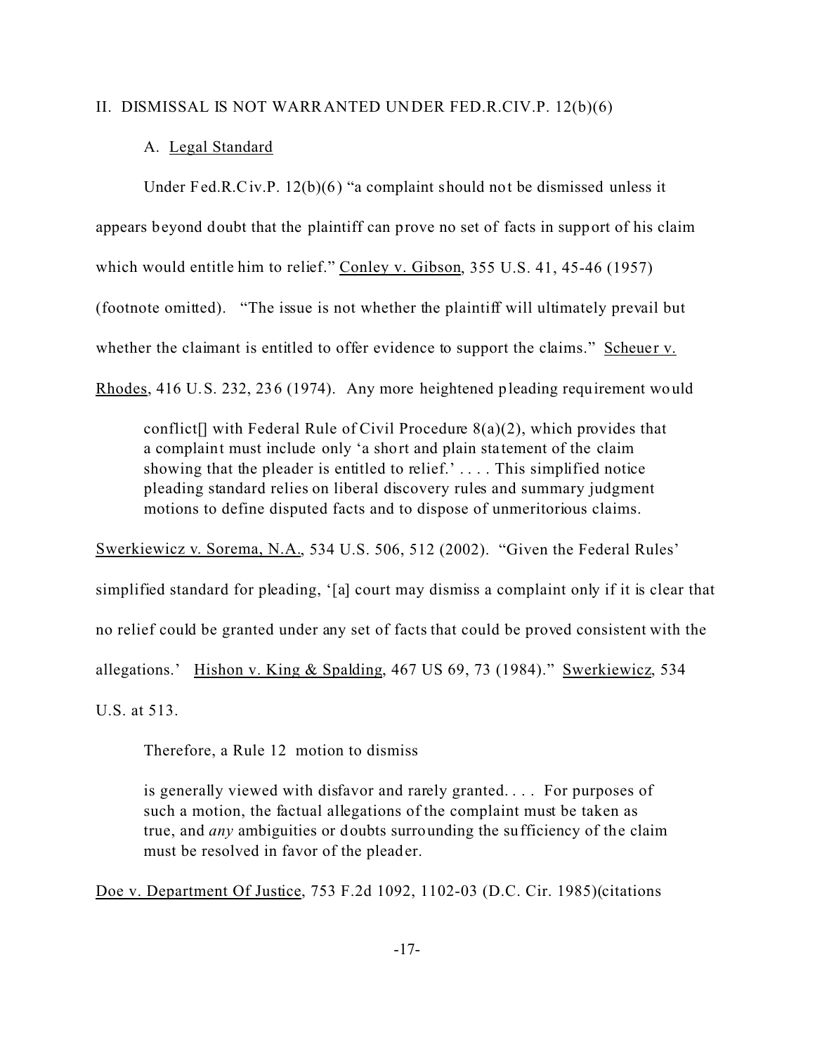## II. DISMISSAL IS NOT WARRANTED UNDER FED.R.CIV.P. 12(b)(6)

### A. Legal Standard

Under Fed.R.Civ.P. 12(b)(6) "a complaint should not be dismissed unless it appears beyond doubt that the plaintiff can prove no set of facts in support of his claim which would entitle him to relief." Conley v. Gibson, 355 U.S. 41, 45-46 (1957) (footnote omitted). "The issue is not whether the plaintiff will ultimately prevail but whether the claimant is entitled to offer evidence to support the claims." Scheuer v. Rhodes, 416 U.S. 232, 236 (1974). Any more heightened pleading requirement would

> conflict[] with Federal Rule of Civil Procedure 8(a)(2), which provides that a complaint must include only 'a short and plain statement of the claim showing that the pleader is entitled to relief.' . . . . This simplified notice pleading standard relies on liberal discovery rules and summary judgment motions to define disputed facts and to dispose of unmeritorious claims.

Swerkiewicz v. Sorema, N.A., 534 U.S. 506, 512 (2002). "Given the Federal Rules' simplified standard for pleading, '[a] court may dismiss a complaint only if it is clear that no relief could be granted under any set of facts that could be proved consistent with the allegations.' Hishon v. King & Spalding, 467 US 69, 73 (1984)." Swerkiewicz, 534 U.S. at 513.

Therefore, a Rule 12 motion to dismiss

> is generally viewed with disfavor and rarely granted. . . . For purposes of such a motion, the factual allegations of the complaint must be taken as true, and *any* ambiguities or doubts surrounding the sufficiency of the claim must be resolved in favor of the pleader.

Doe v. Department Of Justice, 753 F.2d 1092, 1102-03 (D.C. Cir. 1985)(citations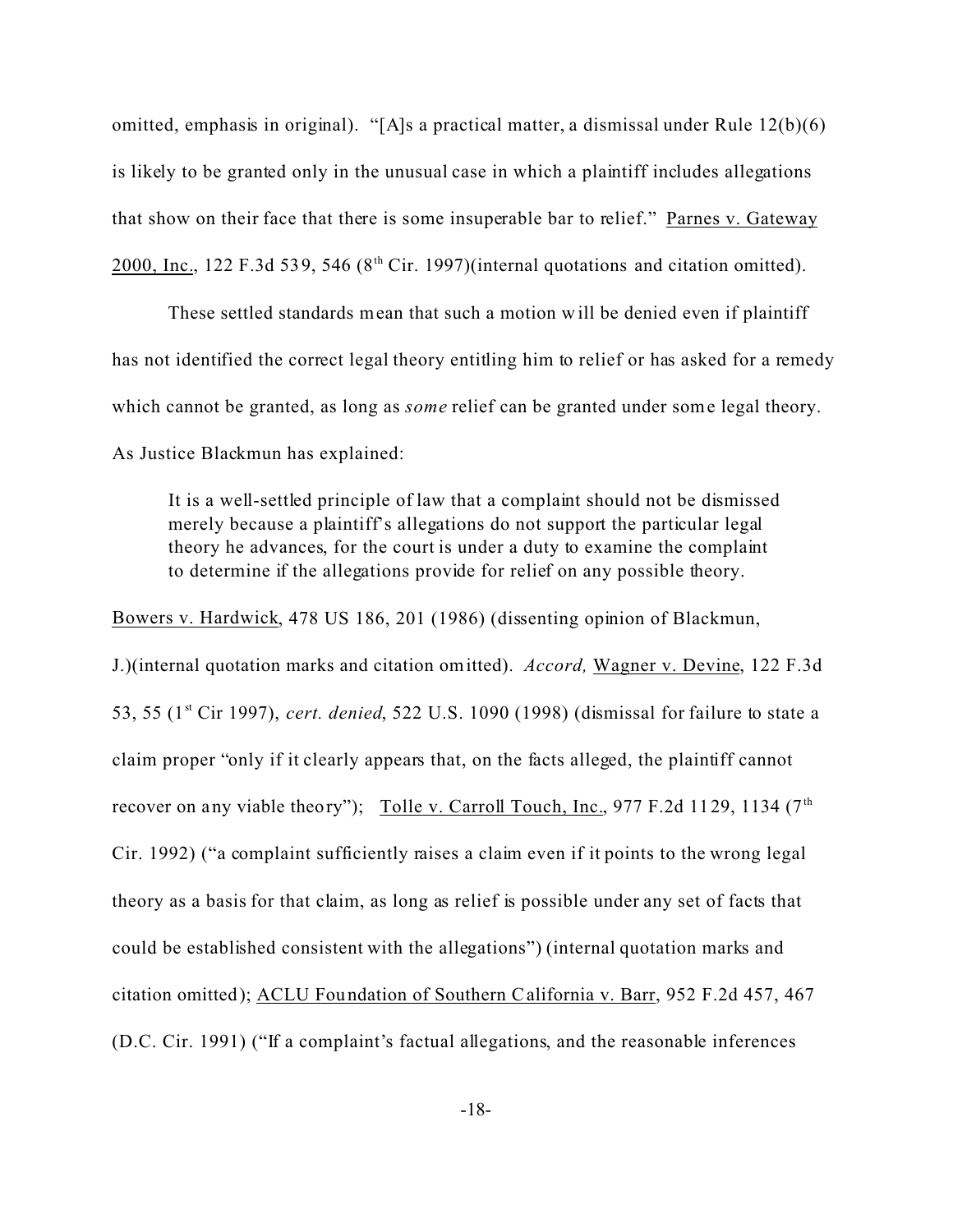omitted, emphasis in original). "[A]s a practical matter, a dismissal under Rule 12(b)(6) is likely to be granted only in the unusual case in which a plaintiff includes allegations that show on their face that there is some insuperable bar to relief." Parnes v. Gateway 2000, Inc., 122 F.3d 539, 546 (8th Cir. 1997)(internal quotations and citation omitted).

These settled standards mean that such a motion will be denied even if plaintiff has not identified the correct legal theory entitling him to relief or has asked for a remedy which cannot be granted, as long as *some* relief can be granted under some legal theory. As Justice Blackmun has explained:

> It is a well-settled principle of law that a complaint should not be dismissed merely because a plaintiff's allegations do not support the particular legal theory he advances, for the court is under a duty to examine the complaint to determine if the allegations provide for relief on any possible theory.

Bowers v. Hardwick, 478 US 186, 201 (1986) (dissenting opinion of Blackmun, J.)(internal quotation marks and citation omitted). *Accord,* Wagner v. Devine, 122 F.3d 53, 55 (1st Cir 1997), *cert. denied*, 522 U.S. 1090 (1998) (dismissal for failure to state a claim proper "only if it clearly appears that, on the facts alleged, the plaintiff cannot recover on any viable theory"); Tolle v. Carroll Touch, Inc., 977 F.2d 1129, 1134 (7th Cir. 1992) ("a complaint sufficiently raises a claim even if it points to the wrong legal theory as a basis for that claim, as long as relief is possible under any set of facts that could be established consistent with the allegations") (internal quotation marks and citation omitted); ACLU Foundation of Southern California v. Barr, 952 F.2d 457, 467 (D.C. Cir. 1991) ("If a complaint's factual allegations, and the reasonable inferences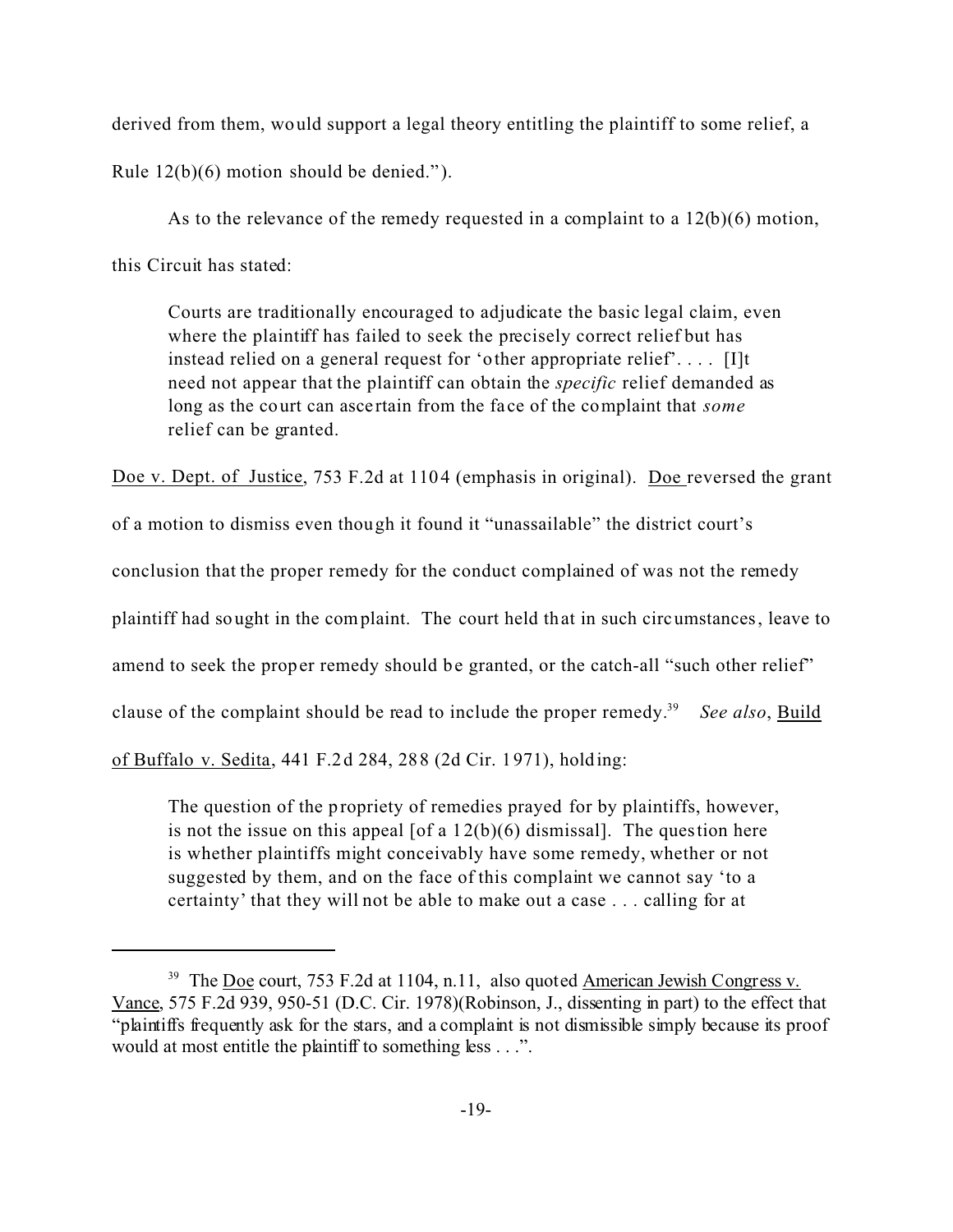derived from them, would support a legal theory entitling the plaintiff to some relief, a Rule 12(b)(6) motion should be denied.").

As to the relevance of the remedy requested in a complaint to a 12(b)(6) motion, this Circuit has stated:

> Courts are traditionally encouraged to adjudicate the basic legal claim, even where the plaintiff has failed to seek the precisely correct relief but has instead relied on a general request for 'other appropriate relief'. . . . [I]t need not appear that the plaintiff can obtain the *specific* relief demanded as long as the court can ascertain from the face of the complaint that *some* relief can be granted.

Doe v. Dept. of Justice, 753 F.2d at 1104 (emphasis in original). Doe reversed the grant of a motion to dismiss even though it found it "unassailable" the district court's conclusion that the proper remedy for the conduct complained of was not the remedy plaintiff had sought in the complaint. The court held that in such circumstances, leave to amend to seek the proper remedy should be granted, or the catch-all "such other relief" clause of the complaint should be read to include the proper remedy.[39] *See also*, Build of Buffalo v. Sedita, 441 F.2d 284, 288 (2d Cir. 1971), holding:

> The question of the propriety of remedies prayed for by plaintiffs, however, is not the issue on this appeal [of a 12(b)(6) dismissal]. The question here is whether plaintiffs might conceivably have some remedy, whether or not suggested by them, and on the face of this complaint we cannot say 'to a certainty' that they will not be able to make out a case . . . calling for at

---

[39] The Doe court, 753 F.2d at 1104, n.11, also quoted American Jewish Congress v. Vance, 575 F.2d 939, 950-51 (D.C. Cir. 1978)(Robinson, J., dissenting in part) to the effect that "plaintiffs frequently ask for the stars, and a complaint is not dismissible simply because its proof would at most entitle the plaintiff to something less . . .".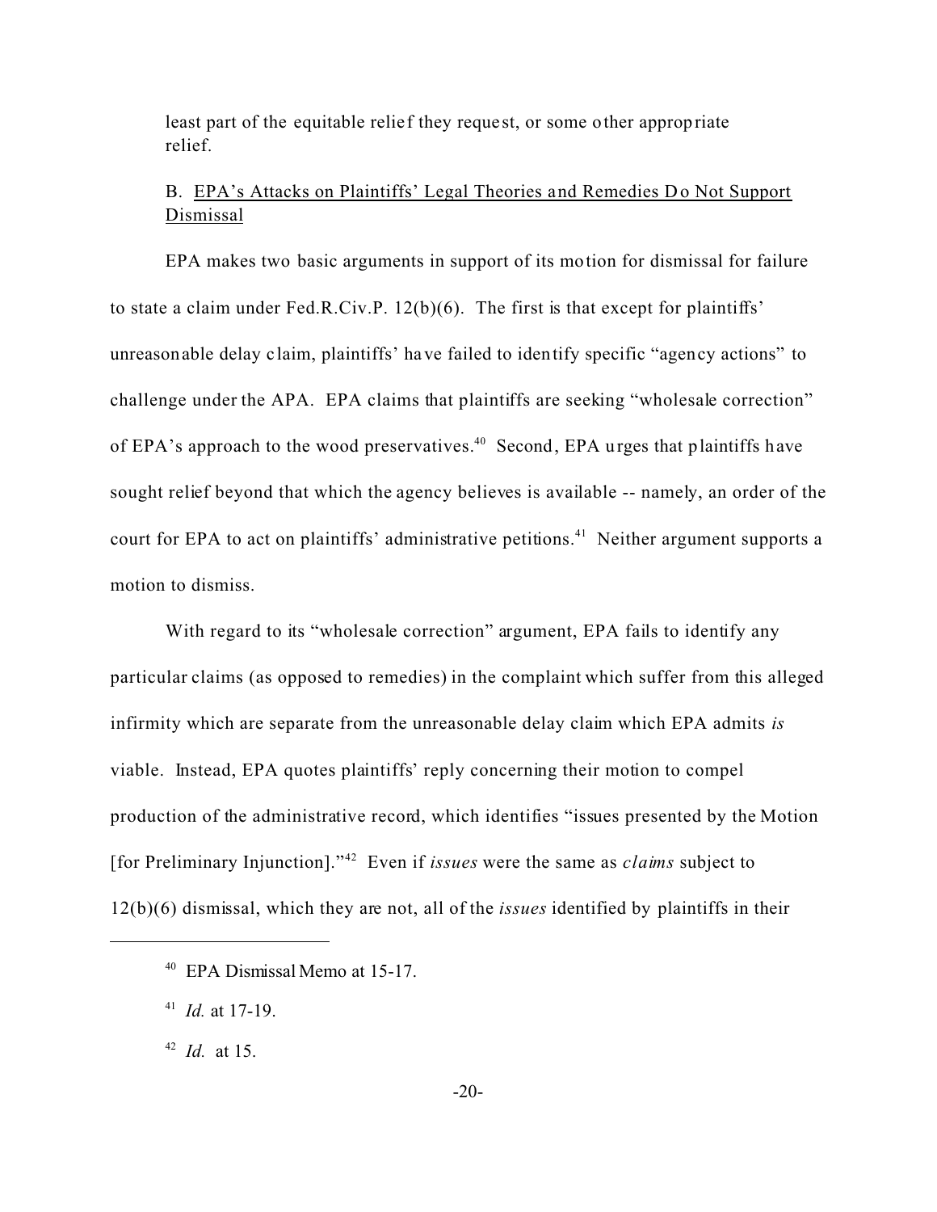least part of the equitable relief they request, or some other appropriate relief.

B. <u>EPA's Attacks on Plaintiffs' Legal Theories and Remedies Do Not Support Dismissal</u>

EPA makes two basic arguments in support of its motion for dismissal for failure to state a claim under Fed.R.Civ.P. 12(b)(6). The first is that except for plaintiffs' unreasonable delay claim, plaintiffs' have failed to identify specific "agency actions" to challenge under the APA. EPA claims that plaintiffs are seeking "wholesale correction" of EPA's approach to the wood preservatives.[40] Second, EPA urges that plaintiffs have sought relief beyond that which the agency believes is available -- namely, an order of the court for EPA to act on plaintiffs' administrative petitions.[41] Neither argument supports a motion to dismiss.

With regard to its "wholesale correction" argument, EPA fails to identify any particular claims (as opposed to remedies) in the complaint which suffer from this alleged infirmity which are separate from the unreasonable delay claim which EPA admits *is* viable. Instead, EPA quotes plaintiffs' reply concerning their motion to compel production of the administrative record, which identifies "issues presented by the Motion [for Preliminary Injunction]."[42] Even if *issues* were the same as *claims* subject to 12(b)(6) dismissal, which they are not, all of the *issues* identified by plaintiffs in their

---

[40] EPA Dismissal Memo at 15-17.

[41] *Id.* at 17-19.

[42] *Id.* at 15.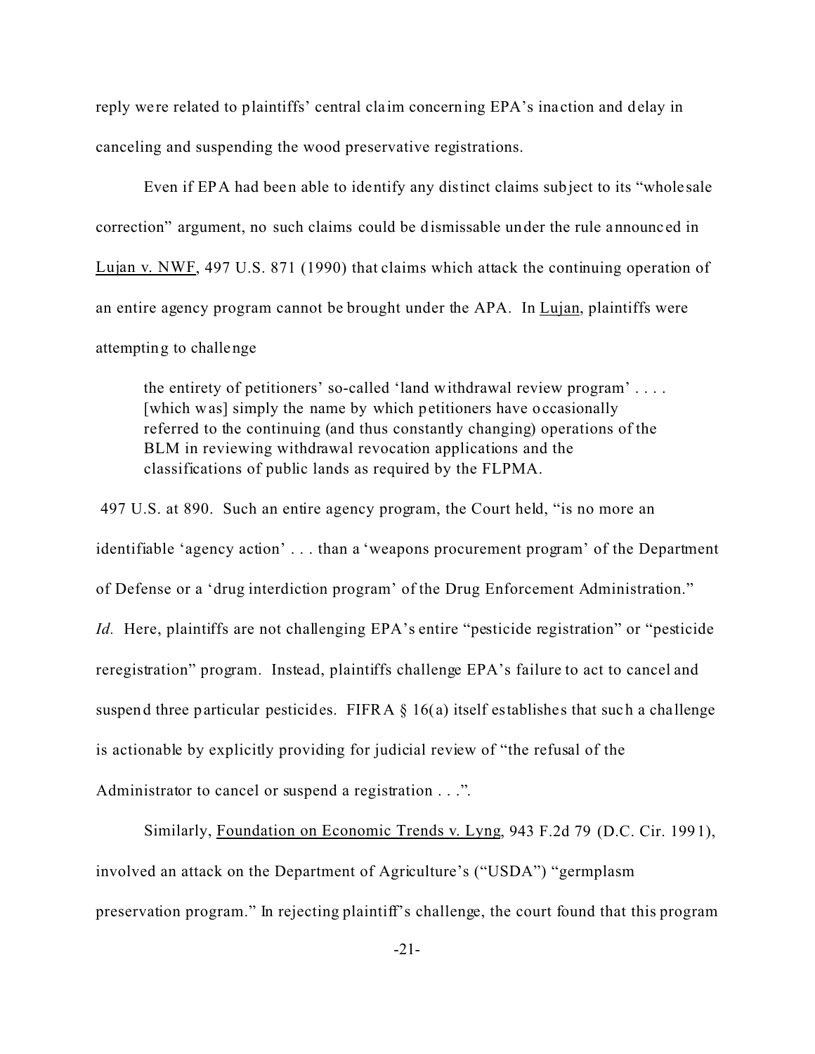reply were related to plaintiffs' central claim concerning EPA's inaction and delay in canceling and suspending the wood preservative registrations.

Even if EPA had been able to identify any distinct claims subject to its "wholesale correction" argument, no such claims could be dismissable under the rule announced in Lujan v. NWF, 497 U.S. 871 (1990) that claims which attack the continuing operation of an entire agency program cannot be brought under the APA. In Lujan, plaintiffs were attempting to challenge

> the entirety of petitioners' so-called 'land withdrawal review program' . . . . [which was] simply the name by which petitioners have occasionally referred to the continuing (and thus constantly changing) operations of the BLM in reviewing withdrawal revocation applications and the classifications of public lands as required by the FLPMA.

497 U.S. at 890. Such an entire agency program, the Court held, "is no more an identifiable 'agency action' . . . than a 'weapons procurement program' of the Department of Defense or a 'drug interdiction program' of the Drug Enforcement Administration." *Id.* Here, plaintiffs are not challenging EPA's entire "pesticide registration" or "pesticide reregistration" program. Instead, plaintiffs challenge EPA's failure to act to cancel and suspend three particular pesticides. FIFRA § 16(a) itself establishes that such a challenge is actionable by explicitly providing for judicial review of "the refusal of the Administrator to cancel or suspend a registration . . .".

Similarly, Foundation on Economic Trends v. Lyng, 943 F.2d 79 (D.C. Cir. 1991), involved an attack on the Department of Agriculture's ("USDA") "germplasm preservation program." In rejecting plaintiff's challenge, the court found that this program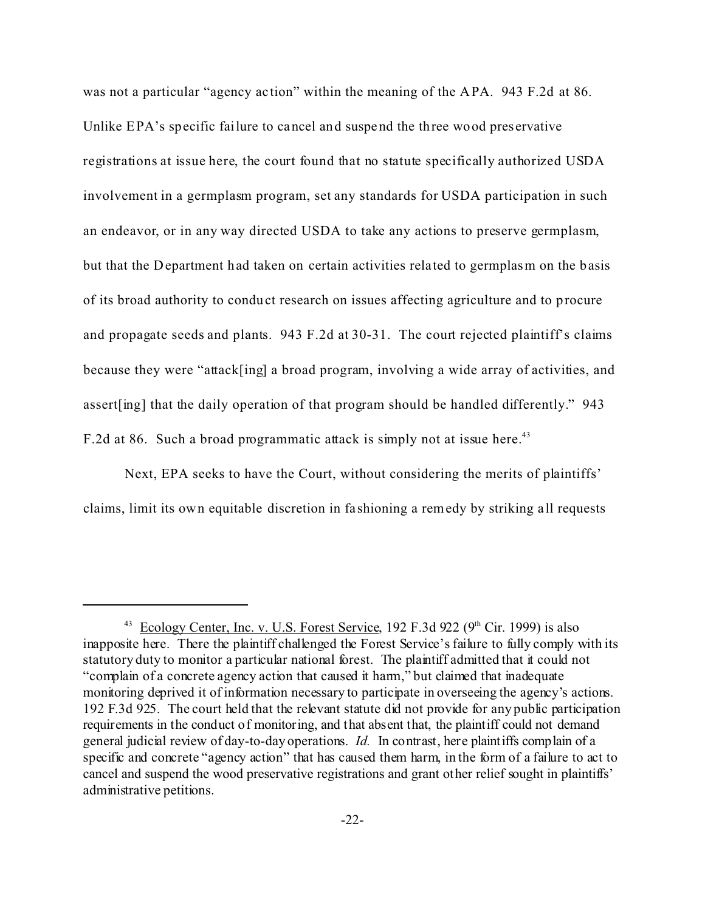was not a particular "agency action" within the meaning of the APA. 943 F.2d at 86. Unlike EPA's specific failure to cancel and suspend the three wood preservative registrations at issue here, the court found that no statute specifically authorized USDA involvement in a germplasm program, set any standards for USDA participation in such an endeavor, or in any way directed USDA to take any actions to preserve germplasm, but that the Department had taken on certain activities related to germplasm on the basis of its broad authority to conduct research on issues affecting agriculture and to procure and propagate seeds and plants. 943 F.2d at 30-31. The court rejected plaintiff's claims because they were "attack[ing] a broad program, involving a wide array of activities, and assert[ing] that the daily operation of that program should be handled differently." 943 F.2d at 86. Such a broad programmatic attack is simply not at issue here.[43]

Next, EPA seeks to have the Court, without considering the merits of plaintiffs' claims, limit its own equitable discretion in fashioning a remedy by striking all requests

---

[43] Ecology Center, Inc. v. U.S. Forest Service, 192 F.3d 922 (9th Cir. 1999) is also inapposite here. There the plaintiff challenged the Forest Service's failure to fully comply with its statutory duty to monitor a particular national forest. The plaintiff admitted that it could not "complain of a concrete agency action that caused it harm," but claimed that inadequate monitoring deprived it of information necessary to participate in overseeing the agency's actions. 192 F.3d 925. The court held that the relevant statute did not provide for any public participation requirements in the conduct of monitoring, and that absent that, the plaintiff could not demand general judicial review of day-to-day operations. *Id.* In contrast, here plaintiffs complain of a specific and concrete "agency action" that has caused them harm, in the form of a failure to act to cancel and suspend the wood preservative registrations and grant other relief sought in plaintiffs' administrative petitions.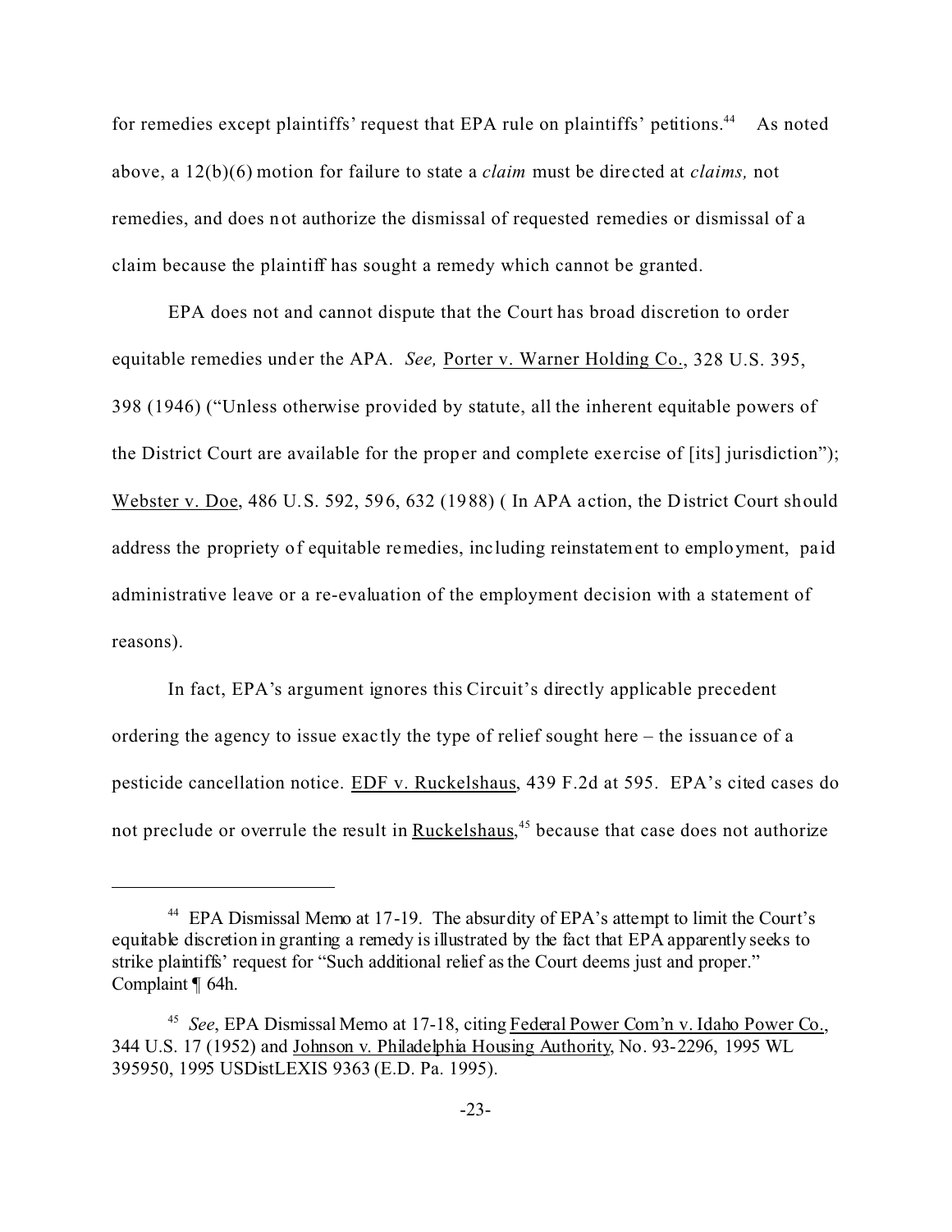for remedies except plaintiffs' request that EPA rule on plaintiffs' petitions.[44] As noted above, a 12(b)(6) motion for failure to state a *claim* must be directed at *claims,* not remedies, and does not authorize the dismissal of requested remedies or dismissal of a claim because the plaintiff has sought a remedy which cannot be granted.

EPA does not and cannot dispute that the Court has broad discretion to order equitable remedies under the APA. *See,* Porter v. Warner Holding Co., 328 U.S. 395, 398 (1946) ("Unless otherwise provided by statute, all the inherent equitable powers of the District Court are available for the proper and complete exercise of [its] jurisdiction"); Webster v. Doe, 486 U.S. 592, 596, 632 (1988) ( In APA action, the District Court should address the propriety of equitable remedies, including reinstatement to employment, paid administrative leave or a re-evaluation of the employment decision with a statement of reasons).

In fact, EPA's argument ignores this Circuit's directly applicable precedent ordering the agency to issue exactly the type of relief sought here – the issuance of a pesticide cancellation notice. EDF v. Ruckelshaus, 439 F.2d at 595. EPA's cited cases do not preclude or overrule the result in Ruckelshaus,[45] because that case does not authorize

---

[44] EPA Dismissal Memo at 17-19. The absurdity of EPA's attempt to limit the Court's equitable discretion in granting a remedy is illustrated by the fact that EPA apparently seeks to strike plaintiffs' request for "Such additional relief as the Court deems just and proper." Complaint ¶ 64h.

[45] *See*, EPA Dismissal Memo at 17-18, citing Federal Power Com'n v. Idaho Power Co., 344 U.S. 17 (1952) and Johnson v. Philadelphia Housing Authority, No. 93-2296, 1995 WL 395950, 1995 USDistLEXIS 9363 (E.D. Pa. 1995).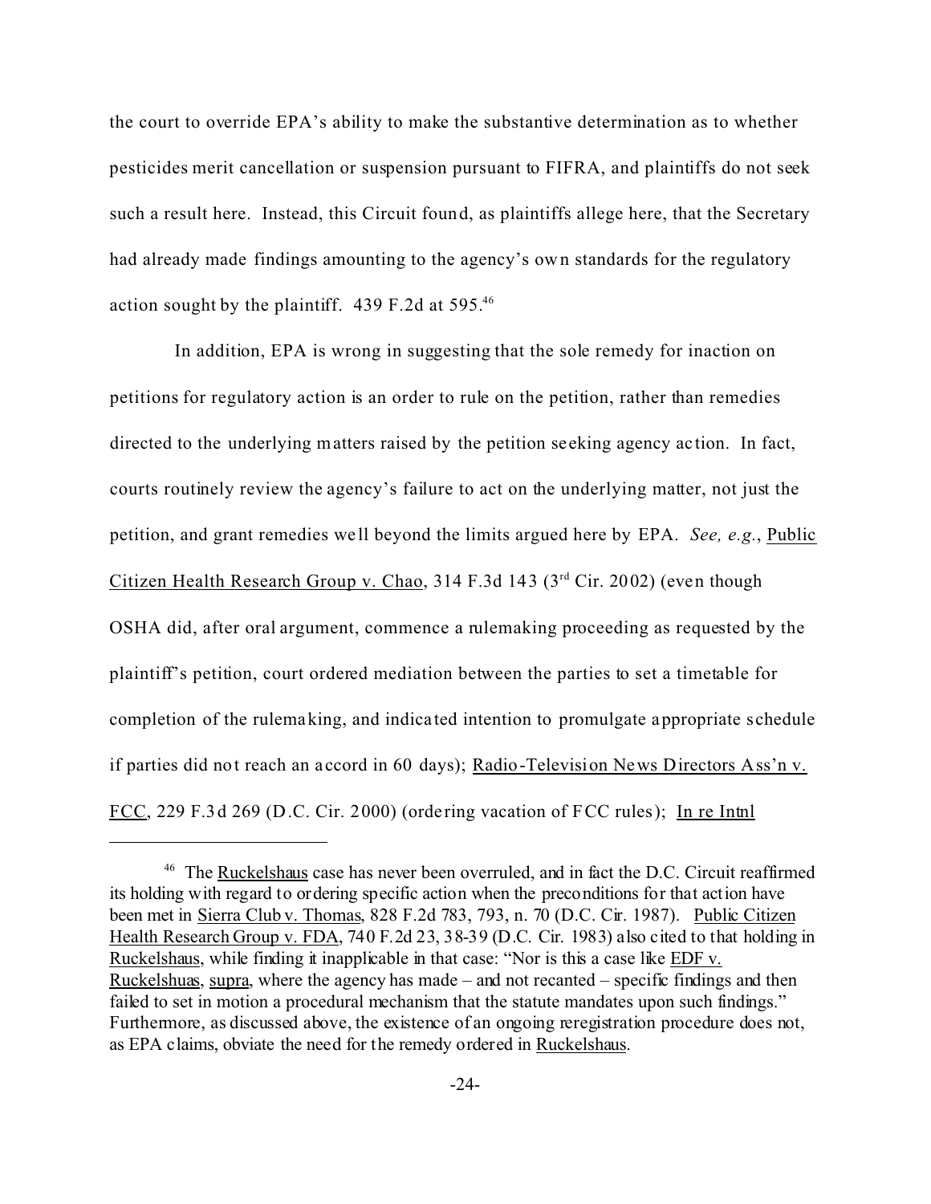the court to override EPA's ability to make the substantive determination as to whether pesticides merit cancellation or suspension pursuant to FIFRA, and plaintiffs do not seek such a result here. Instead, this Circuit found, as plaintiffs allege here, that the Secretary had already made findings amounting to the agency's own standards for the regulatory action sought by the plaintiff. 439 F.2d at 595.[46]

In addition, EPA is wrong in suggesting that the sole remedy for inaction on petitions for regulatory action is an order to rule on the petition, rather than remedies directed to the underlying matters raised by the petition seeking agency action. In fact, courts routinely review the agency's failure to act on the underlying matter, not just the petition, and grant remedies well beyond the limits argued here by EPA. *See, e.g.*, Public Citizen Health Research Group v. Chao, 314 F.3d 143 (3rd Cir. 2002) (even though OSHA did, after oral argument, commence a rulemaking proceeding as requested by the plaintiff's petition, court ordered mediation between the parties to set a timetable for completion of the rulemaking, and indicated intention to promulgate appropriate schedule if parties did not reach an accord in 60 days); Radio-Television News Directors Ass'n v. FCC, 229 F.3d 269 (D.C. Cir. 2000) (ordering vacation of FCC rules); In re Intnl

---

[46] The Ruckelshaus case has never been overruled, and in fact the D.C. Circuit reaffirmed its holding with regard to ordering specific action when the preconditions for that action have been met in Sierra Club v. Thomas, 828 F.2d 783, 793, n. 70 (D.C. Cir. 1987). Public Citizen Health Research Group v. FDA, 740 F.2d 23, 38-39 (D.C. Cir. 1983) also cited to that holding in Ruckelshaus, while finding it inapplicable in that case: "Nor is this a case like EDF v. Ruckelshuas, supra, where the agency has made – and not recanted – specific findings and then failed to set in motion a procedural mechanism that the statute mandates upon such findings." Furthermore, as discussed above, the existence of an ongoing reregistration procedure does not, as EPA claims, obviate the need for the remedy ordered in Ruckelshaus.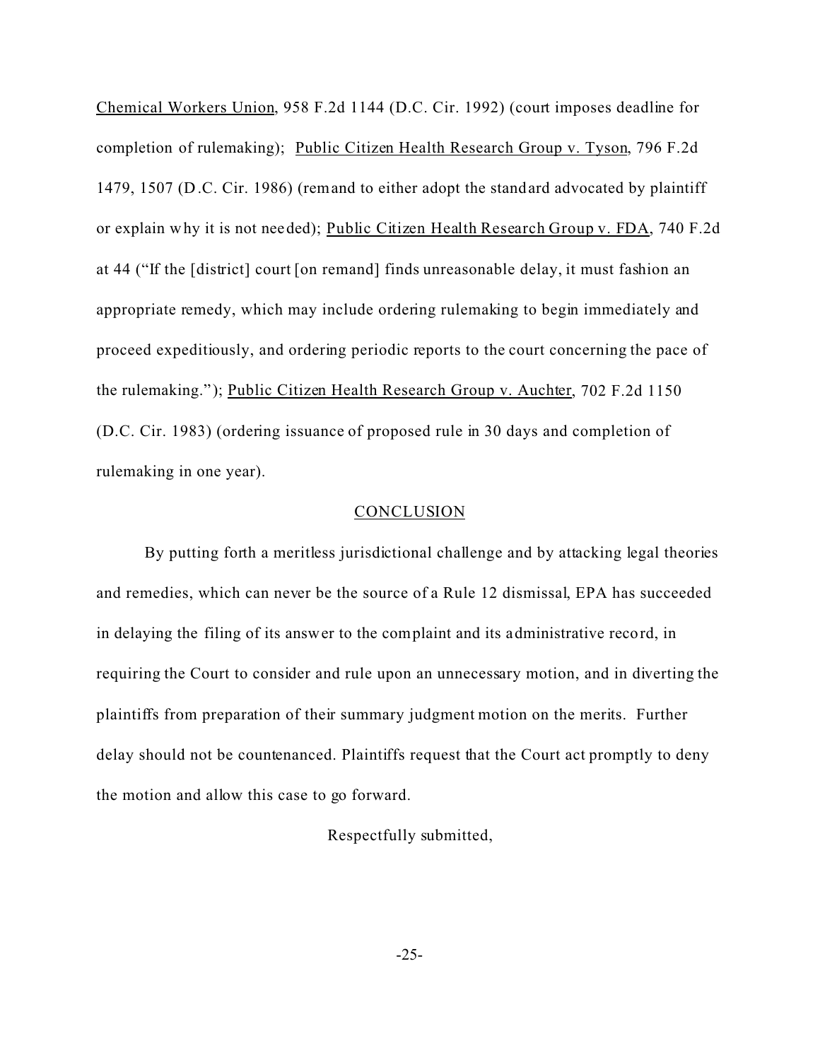Chemical Workers Union, 958 F.2d 1144 (D.C. Cir. 1992) (court imposes deadline for completion of rulemaking); Public Citizen Health Research Group v. Tyson, 796 F.2d 1479, 1507 (D.C. Cir. 1986) (remand to either adopt the standard advocated by plaintiff or explain why it is not needed); Public Citizen Health Research Group v. FDA, 740 F.2d at 44 ("If the [district] court [on remand] finds unreasonable delay, it must fashion an appropriate remedy, which may include ordering rulemaking to begin immediately and proceed expeditiously, and ordering periodic reports to the court concerning the pace of the rulemaking."); Public Citizen Health Research Group v. Auchter, 702 F.2d 1150 (D.C. Cir. 1983) (ordering issuance of proposed rule in 30 days and completion of rulemaking in one year).

## CONCLUSION

By putting forth a meritless jurisdictional challenge and by attacking legal theories and remedies, which can never be the source of a Rule 12 dismissal, EPA has succeeded in delaying the filing of its answer to the complaint and its administrative record, in requiring the Court to consider and rule upon an unnecessary motion, and in diverting the plaintiffs from preparation of their summary judgment motion on the merits. Further delay should not be countenanced. Plaintiffs request that the Court act promptly to deny the motion and allow this case to go forward.

Respectfully submitted,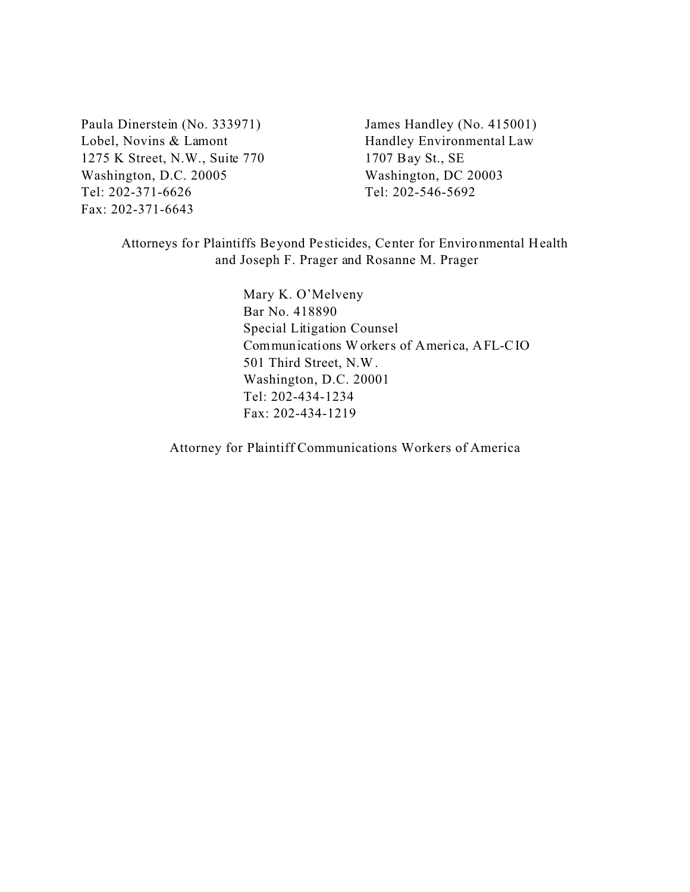Paula Dinerstein (No. 333971)
Lobel, Novins & Lamont
1275 K Street, N.W., Suite 770
Washington, D.C. 20005
Tel: 202-371-6626
Fax: 202-371-6643

James Handley (No. 415001)
Handley Environmental Law
1707 Bay St., SE
Washington, DC 20003
Tel: 202-546-5692

Attorneys for Plaintiffs Beyond Pesticides, Center for Environmental Health and Joseph F. Prager and Rosanne M. Prager

Mary K. O'Melveny
Bar No. 418890
Special Litigation Counsel
Communications Workers of America, AFL-CIO
501 Third Street, N.W.
Washington, D.C. 20001
Tel: 202-434-1234
Fax: 202-434-1219

Attorney for Plaintiff Communications Workers of America